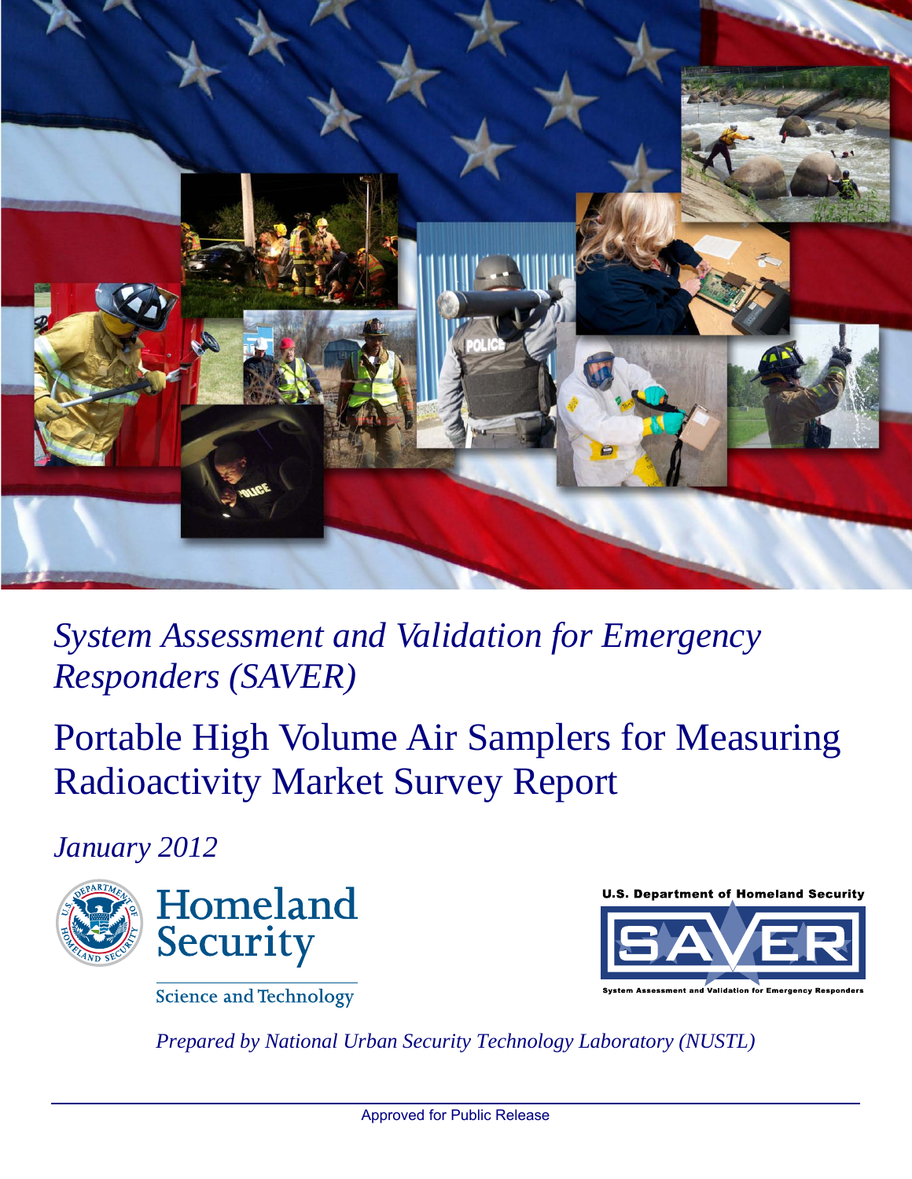*System Assessment and Validation for Emergency Responders (SAVER)*

# Portable High Volume Air Samplers for Measuring Radioactivity Market Survey Report

*January 2012*

Homeland Security

Science and Technology

U.S. Department of Homeland Security

SAVER

System Assessment and Validation for Emergency Responders

*Prepared by National Urban Security Technology Laboratory (NUSTL)*

Approved for Public Release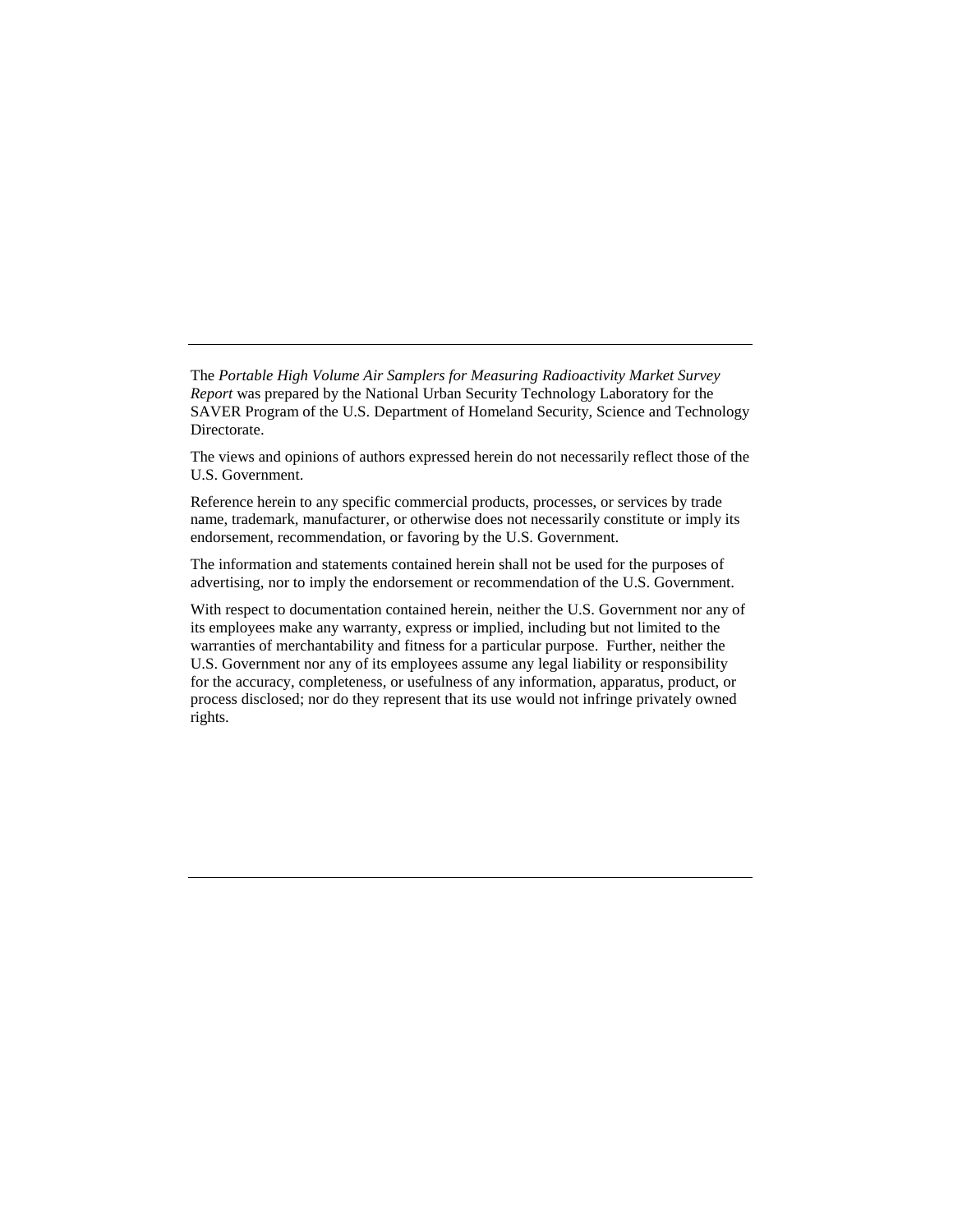---

The *Portable High Volume Air Samplers for Measuring Radioactivity Market Survey Report* was prepared by the National Urban Security Technology Laboratory for the SAVER Program of the U.S. Department of Homeland Security, Science and Technology Directorate.

The views and opinions of authors expressed herein do not necessarily reflect those of the U.S. Government.

Reference herein to any specific commercial products, processes, or services by trade name, trademark, manufacturer, or otherwise does not necessarily constitute or imply its endorsement, recommendation, or favoring by the U.S. Government.

The information and statements contained herein shall not be used for the purposes of advertising, nor to imply the endorsement or recommendation of the U.S. Government.

With respect to documentation contained herein, neither the U.S. Government nor any of its employees make any warranty, express or implied, including but not limited to the warranties of merchantability and fitness for a particular purpose. Further, neither the U.S. Government nor any of its employees assume any legal liability or responsibility for the accuracy, completeness, or usefulness of any information, apparatus, product, or process disclosed; nor do they represent that its use would not infringe privately owned rights.

---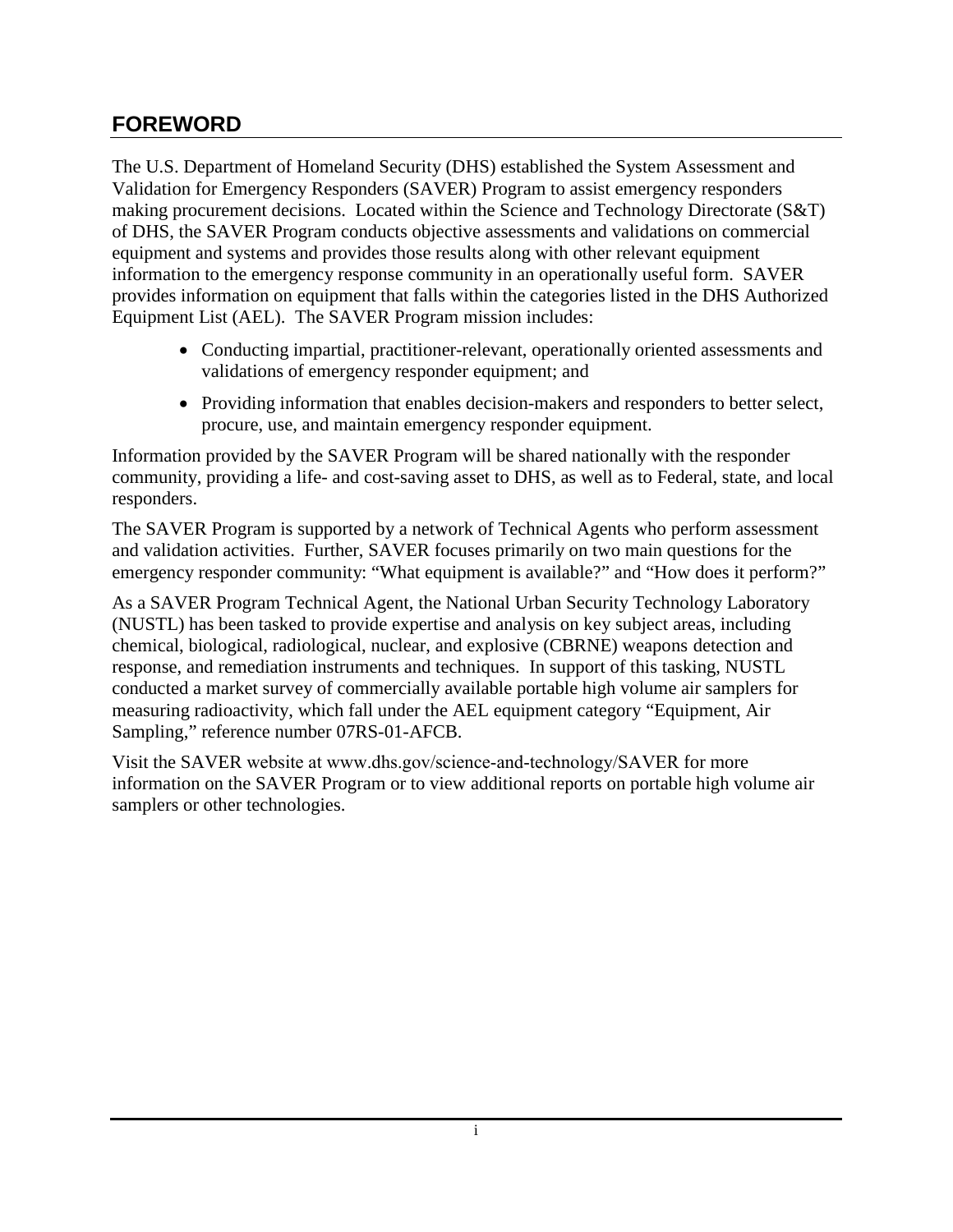## FOREWORD

The U.S. Department of Homeland Security (DHS) established the System Assessment and Validation for Emergency Responders (SAVER) Program to assist emergency responders making procurement decisions. Located within the Science and Technology Directorate (S&T) of DHS, the SAVER Program conducts objective assessments and validations on commercial equipment and systems and provides those results along with other relevant equipment information to the emergency response community in an operationally useful form. SAVER provides information on equipment that falls within the categories listed in the DHS Authorized Equipment List (AEL). The SAVER Program mission includes:

- Conducting impartial, practitioner-relevant, operationally oriented assessments and validations of emergency responder equipment; and
- Providing information that enables decision-makers and responders to better select, procure, use, and maintain emergency responder equipment.

Information provided by the SAVER Program will be shared nationally with the responder community, providing a life- and cost-saving asset to DHS, as well as to Federal, state, and local responders.

The SAVER Program is supported by a network of Technical Agents who perform assessment and validation activities. Further, SAVER focuses primarily on two main questions for the emergency responder community: "What equipment is available?" and "How does it perform?"

As a SAVER Program Technical Agent, the National Urban Security Technology Laboratory (NUSTL) has been tasked to provide expertise and analysis on key subject areas, including chemical, biological, radiological, nuclear, and explosive (CBRNE) weapons detection and response, and remediation instruments and techniques. In support of this tasking, NUSTL conducted a market survey of commercially available portable high volume air samplers for measuring radioactivity, which fall under the AEL equipment category "Equipment, Air Sampling," reference number 07RS-01-AFCB.

Visit the SAVER website at www.dhs.gov/science-and-technology/SAVER for more information on the SAVER Program or to view additional reports on portable high volume air samplers or other technologies.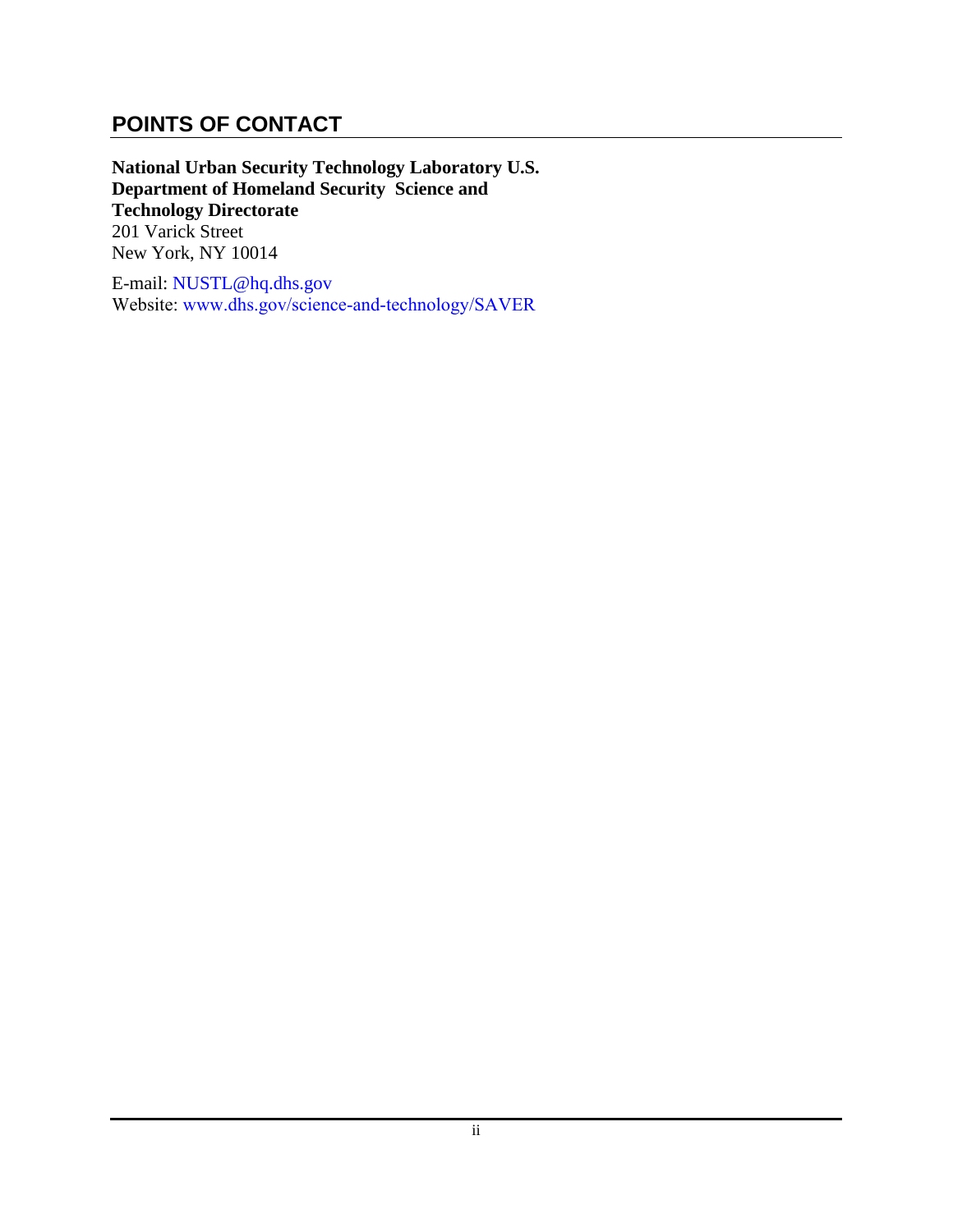## POINTS OF CONTACT

**National Urban Security Technology Laboratory U.S. Department of Homeland Security Science and Technology Directorate**
201 Varick Street
New York, NY 10014

E-mail: NUSTL@hq.dhs.gov
Website: www.dhs.gov/science-and-technology/SAVER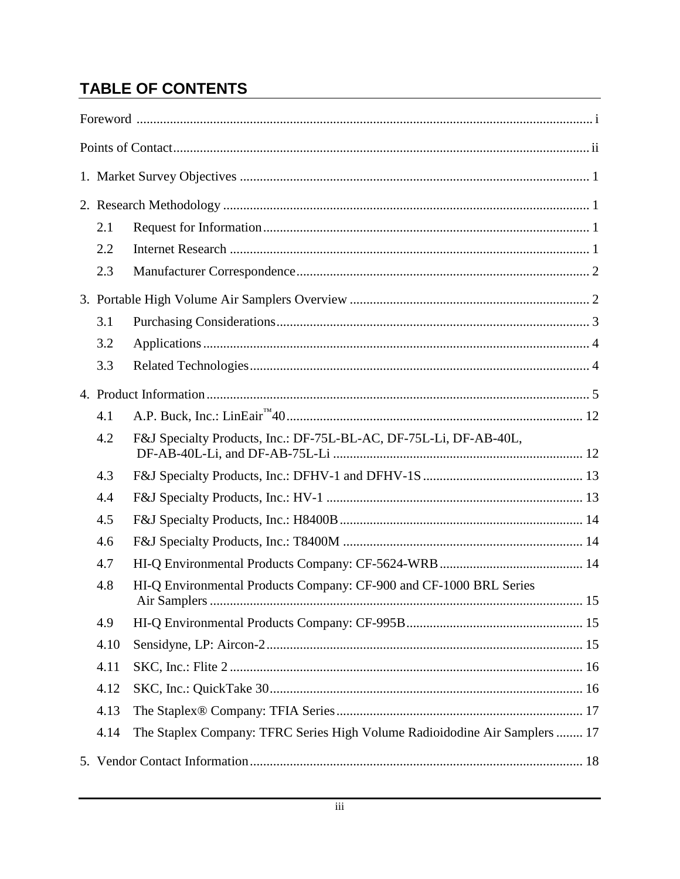# TABLE OF CONTENTS

Foreword ..... i

Points of Contact ..... ii

1. Market Survey Objectives ..... 1

2. Research Methodology ..... 1
   - 2.1 Request for Information ..... 1
   - 2.2 Internet Research ..... 1
   - 2.3 Manufacturer Correspondence ..... 2

3. Portable High Volume Air Samplers Overview ..... 2
   - 3.1 Purchasing Considerations ..... 3
   - 3.2 Applications ..... 4
   - 3.3 Related Technologies ..... 4

4. Product Information ..... 5
   - 4.1 A.P. Buck, Inc.: LinEair™40 ..... 12
   - 4.2 F&J Specialty Products, Inc.: DF-75L-BL-AC, DF-75L-Li, DF-AB-40L, DF-AB-40L-Li, and DF-AB-75L-Li ..... 12
   - 4.3 F&J Specialty Products, Inc.: DFHV-1 and DFHV-1S ..... 13
   - 4.4 F&J Specialty Products, Inc.: HV-1 ..... 13
   - 4.5 F&J Specialty Products, Inc.: H8400B ..... 14
   - 4.6 F&J Specialty Products, Inc.: T8400M ..... 14
   - 4.7 HI-Q Environmental Products Company: CF-5624-WRB ..... 14
   - 4.8 HI-Q Environmental Products Company: CF-900 and CF-1000 BRL Series Air Samplers ..... 15
   - 4.9 HI-Q Environmental Products Company: CF-995B ..... 15
   - 4.10 Sensidyne, LP: Aircon-2 ..... 15
   - 4.11 SKC, Inc.: Flite 2 ..... 16
   - 4.12 SKC, Inc.: QuickTake 30 ..... 16
   - 4.13 The Staplex® Company: TFIA Series ..... 17
   - 4.14 The Staplex Company: TFRC Series High Volume Radioidodine Air Samplers ..... 17

5. Vendor Contact Information ..... 18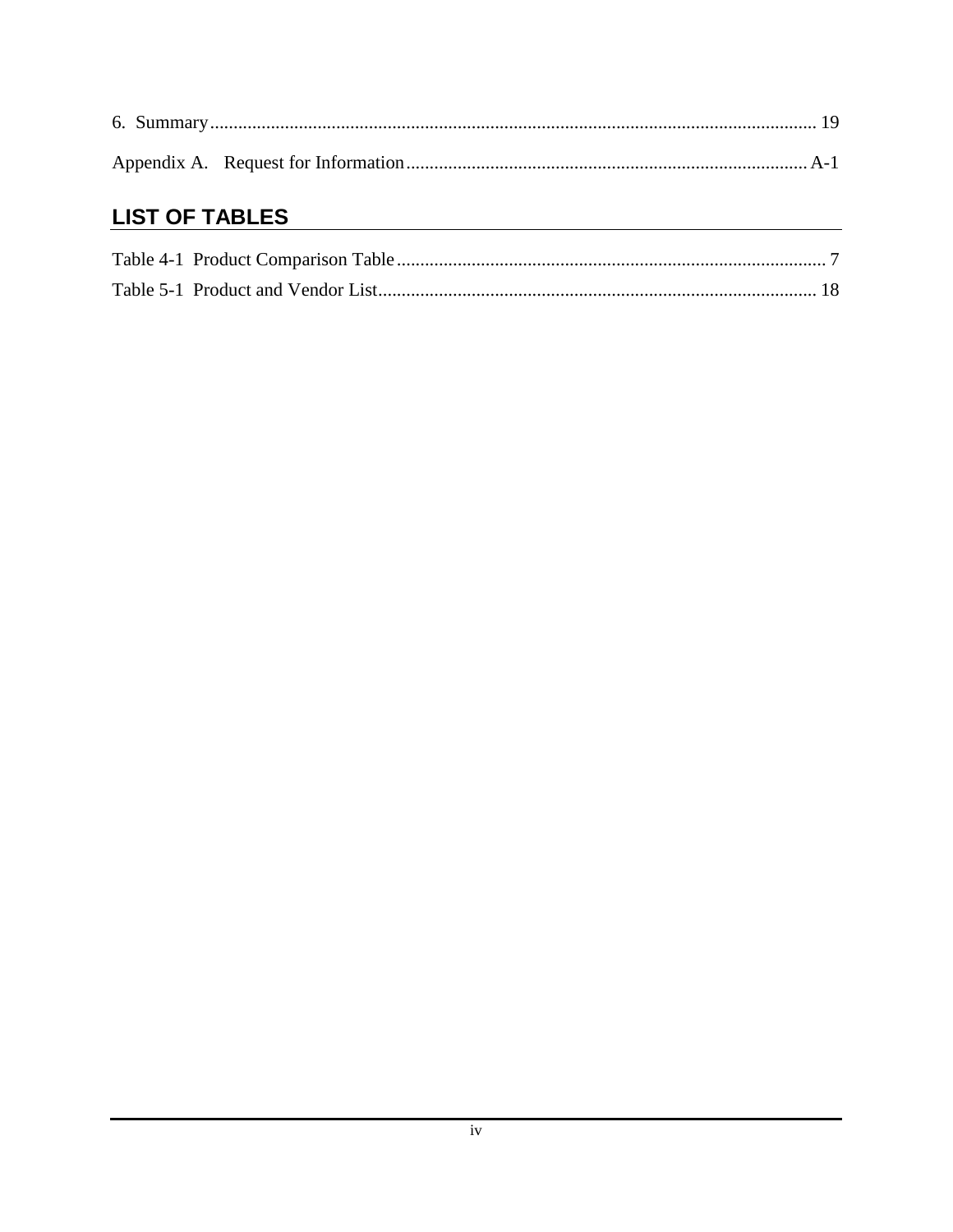6. Summary ................................................................................................................................ 19

Appendix A. Request for Information ..................................................................................... A-1

## LIST OF TABLES

Table 4-1 Product Comparison Table ............................................................................................ 7

Table 5-1 Product and Vendor List............................................................................................. 18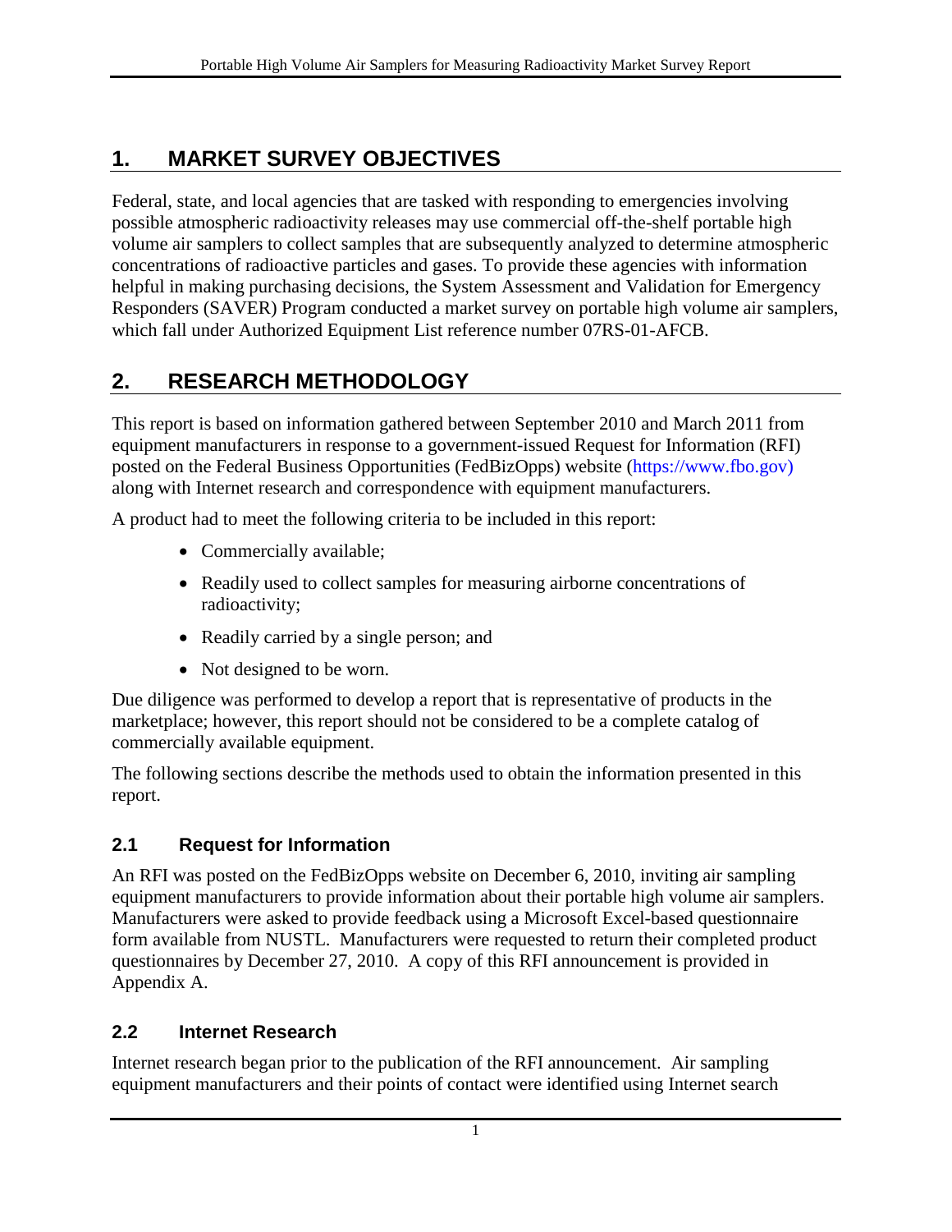# 1. MARKET SURVEY OBJECTIVES

Federal, state, and local agencies that are tasked with responding to emergencies involving possible atmospheric radioactivity releases may use commercial off-the-shelf portable high volume air samplers to collect samples that are subsequently analyzed to determine atmospheric concentrations of radioactive particles and gases. To provide these agencies with information helpful in making purchasing decisions, the System Assessment and Validation for Emergency Responders (SAVER) Program conducted a market survey on portable high volume air samplers, which fall under Authorized Equipment List reference number 07RS-01-AFCB.

# 2. RESEARCH METHODOLOGY

This report is based on information gathered between September 2010 and March 2011 from equipment manufacturers in response to a government-issued Request for Information (RFI) posted on the Federal Business Opportunities (FedBizOpps) website (https://www.fbo.gov) along with Internet research and correspondence with equipment manufacturers.

A product had to meet the following criteria to be included in this report:

- Commercially available;
- Readily used to collect samples for measuring airborne concentrations of radioactivity;
- Readily carried by a single person; and
- Not designed to be worn.

Due diligence was performed to develop a report that is representative of products in the marketplace; however, this report should not be considered to be a complete catalog of commercially available equipment.

The following sections describe the methods used to obtain the information presented in this report.

## 2.1 Request for Information

An RFI was posted on the FedBizOpps website on December 6, 2010, inviting air sampling equipment manufacturers to provide information about their portable high volume air samplers. Manufacturers were asked to provide feedback using a Microsoft Excel-based questionnaire form available from NUSTL. Manufacturers were requested to return their completed product questionnaires by December 27, 2010. A copy of this RFI announcement is provided in Appendix A.

## 2.2 Internet Research

Internet research began prior to the publication of the RFI announcement. Air sampling equipment manufacturers and their points of contact were identified using Internet search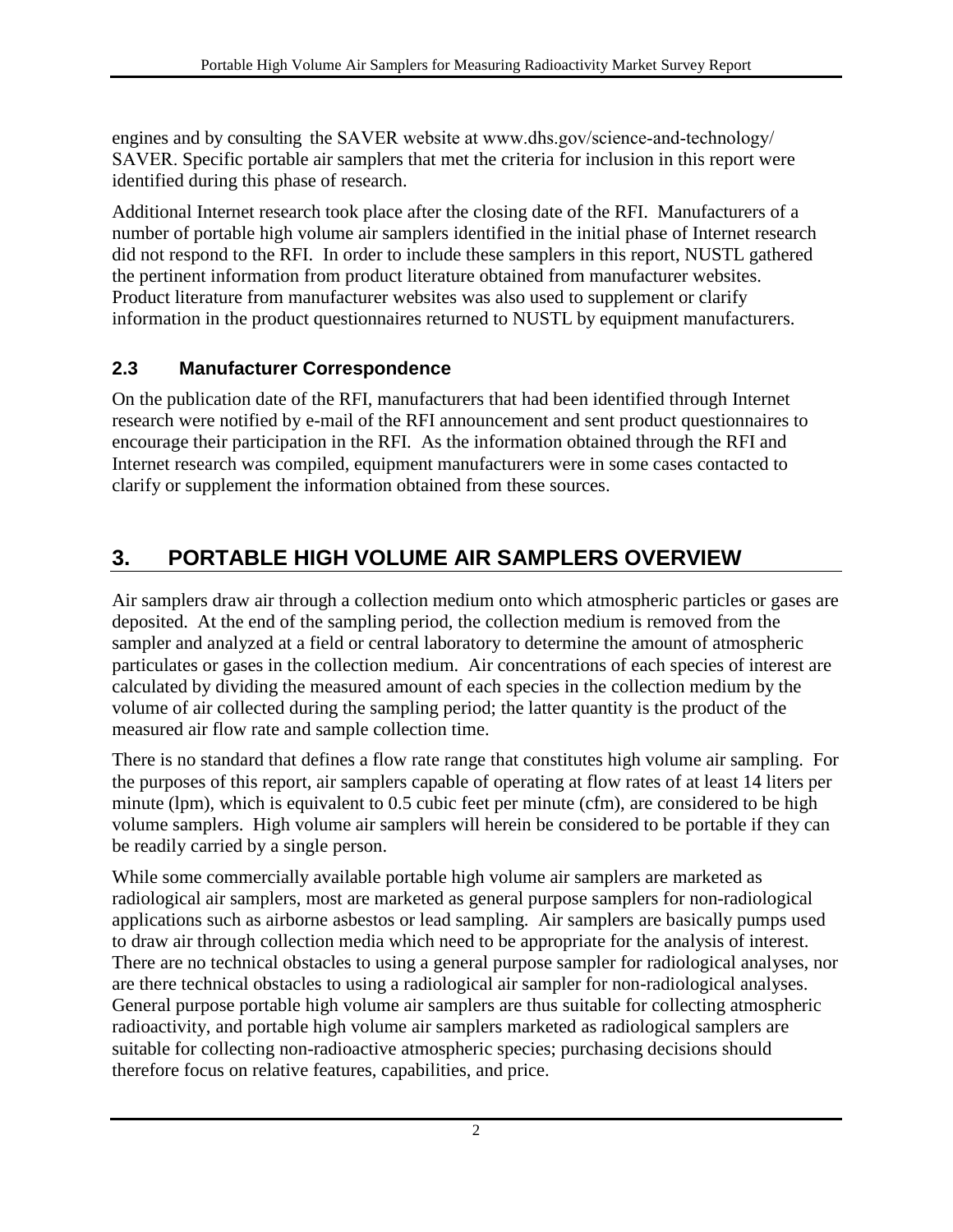engines and by consulting the SAVER website at www.dhs.gov/science-and-technology/ SAVER. Specific portable air samplers that met the criteria for inclusion in this report were identified during this phase of research.

Additional Internet research took place after the closing date of the RFI. Manufacturers of a number of portable high volume air samplers identified in the initial phase of Internet research did not respond to the RFI. In order to include these samplers in this report, NUSTL gathered the pertinent information from product literature obtained from manufacturer websites. Product literature from manufacturer websites was also used to supplement or clarify information in the product questionnaires returned to NUSTL by equipment manufacturers.

### 2.3 Manufacturer Correspondence

On the publication date of the RFI, manufacturers that had been identified through Internet research were notified by e-mail of the RFI announcement and sent product questionnaires to encourage their participation in the RFI. As the information obtained through the RFI and Internet research was compiled, equipment manufacturers were in some cases contacted to clarify or supplement the information obtained from these sources.

## 3. PORTABLE HIGH VOLUME AIR SAMPLERS OVERVIEW

Air samplers draw air through a collection medium onto which atmospheric particles or gases are deposited. At the end of the sampling period, the collection medium is removed from the sampler and analyzed at a field or central laboratory to determine the amount of atmospheric particulates or gases in the collection medium. Air concentrations of each species of interest are calculated by dividing the measured amount of each species in the collection medium by the volume of air collected during the sampling period; the latter quantity is the product of the measured air flow rate and sample collection time.

There is no standard that defines a flow rate range that constitutes high volume air sampling. For the purposes of this report, air samplers capable of operating at flow rates of at least 14 liters per minute (lpm), which is equivalent to 0.5 cubic feet per minute (cfm), are considered to be high volume samplers. High volume air samplers will herein be considered to be portable if they can be readily carried by a single person.

While some commercially available portable high volume air samplers are marketed as radiological air samplers, most are marketed as general purpose samplers for non-radiological applications such as airborne asbestos or lead sampling. Air samplers are basically pumps used to draw air through collection media which need to be appropriate for the analysis of interest. There are no technical obstacles to using a general purpose sampler for radiological analyses, nor are there technical obstacles to using a radiological air sampler for non-radiological analyses. General purpose portable high volume air samplers are thus suitable for collecting atmospheric radioactivity, and portable high volume air samplers marketed as radiological samplers are suitable for collecting non-radioactive atmospheric species; purchasing decisions should therefore focus on relative features, capabilities, and price.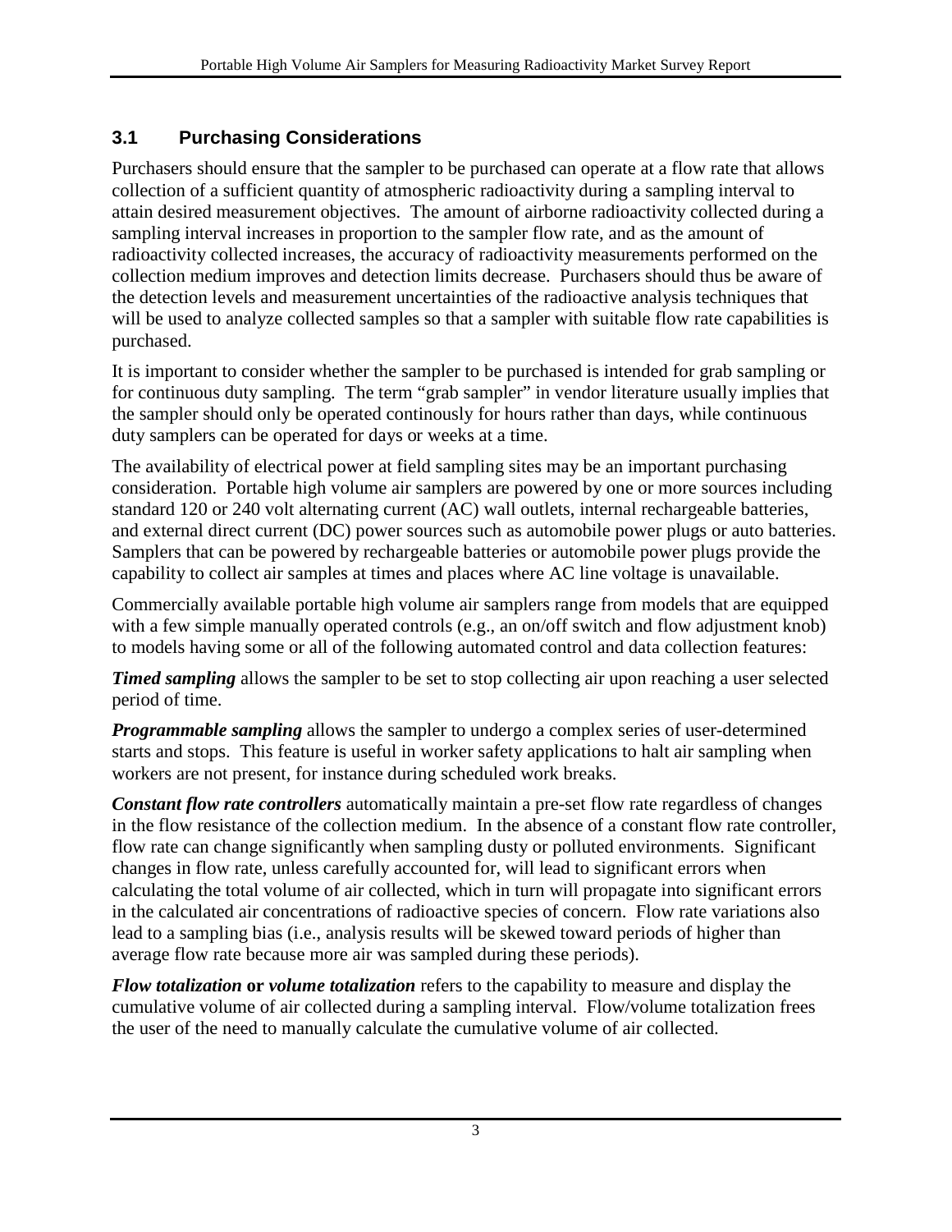## 3.1 Purchasing Considerations

Purchasers should ensure that the sampler to be purchased can operate at a flow rate that allows collection of a sufficient quantity of atmospheric radioactivity during a sampling interval to attain desired measurement objectives. The amount of airborne radioactivity collected during a sampling interval increases in proportion to the sampler flow rate, and as the amount of radioactivity collected increases, the accuracy of radioactivity measurements performed on the collection medium improves and detection limits decrease. Purchasers should thus be aware of the detection levels and measurement uncertainties of the radioactive analysis techniques that will be used to analyze collected samples so that a sampler with suitable flow rate capabilities is purchased.

It is important to consider whether the sampler to be purchased is intended for grab sampling or for continuous duty sampling. The term "grab sampler" in vendor literature usually implies that the sampler should only be operated continously for hours rather than days, while continuous duty samplers can be operated for days or weeks at a time.

The availability of electrical power at field sampling sites may be an important purchasing consideration. Portable high volume air samplers are powered by one or more sources including standard 120 or 240 volt alternating current (AC) wall outlets, internal rechargeable batteries, and external direct current (DC) power sources such as automobile power plugs or auto batteries. Samplers that can be powered by rechargeable batteries or automobile power plugs provide the capability to collect air samples at times and places where AC line voltage is unavailable.

Commercially available portable high volume air samplers range from models that are equipped with a few simple manually operated controls (e.g., an on/off switch and flow adjustment knob) to models having some or all of the following automated control and data collection features:

***Timed sampling*** allows the sampler to be set to stop collecting air upon reaching a user selected period of time.

***Programmable sampling*** allows the sampler to undergo a complex series of user-determined starts and stops. This feature is useful in worker safety applications to halt air sampling when workers are not present, for instance during scheduled work breaks.

***Constant flow rate controllers*** automatically maintain a pre-set flow rate regardless of changes in the flow resistance of the collection medium. In the absence of a constant flow rate controller, flow rate can change significantly when sampling dusty or polluted environments. Significant changes in flow rate, unless carefully accounted for, will lead to significant errors when calculating the total volume of air collected, which in turn will propagate into significant errors in the calculated air concentrations of radioactive species of concern. Flow rate variations also lead to a sampling bias (i.e., analysis results will be skewed toward periods of higher than average flow rate because more air was sampled during these periods).

***Flow totalization* or *volume totalization*** refers to the capability to measure and display the cumulative volume of air collected during a sampling interval. Flow/volume totalization frees the user of the need to manually calculate the cumulative volume of air collected.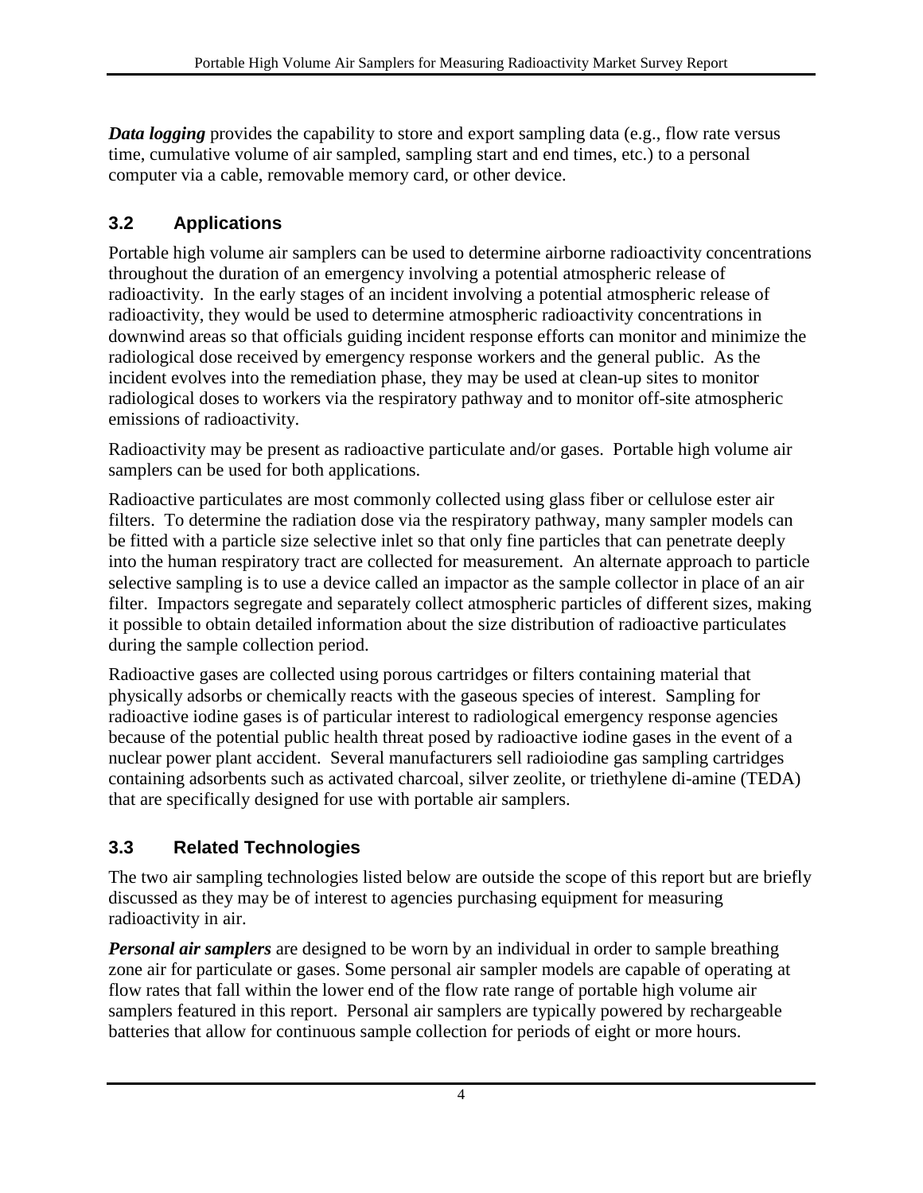***Data logging*** provides the capability to store and export sampling data (e.g., flow rate versus time, cumulative volume of air sampled, sampling start and end times, etc.) to a personal computer via a cable, removable memory card, or other device.

## 3.2 Applications

Portable high volume air samplers can be used to determine airborne radioactivity concentrations throughout the duration of an emergency involving a potential atmospheric release of radioactivity. In the early stages of an incident involving a potential atmospheric release of radioactivity, they would be used to determine atmospheric radioactivity concentrations in downwind areas so that officials guiding incident response efforts can monitor and minimize the radiological dose received by emergency response workers and the general public. As the incident evolves into the remediation phase, they may be used at clean-up sites to monitor radiological doses to workers via the respiratory pathway and to monitor off-site atmospheric emissions of radioactivity.

Radioactivity may be present as radioactive particulate and/or gases. Portable high volume air samplers can be used for both applications.

Radioactive particulates are most commonly collected using glass fiber or cellulose ester air filters. To determine the radiation dose via the respiratory pathway, many sampler models can be fitted with a particle size selective inlet so that only fine particles that can penetrate deeply into the human respiratory tract are collected for measurement. An alternate approach to particle selective sampling is to use a device called an impactor as the sample collector in place of an air filter. Impactors segregate and separately collect atmospheric particles of different sizes, making it possible to obtain detailed information about the size distribution of radioactive particulates during the sample collection period.

Radioactive gases are collected using porous cartridges or filters containing material that physically adsorbs or chemically reacts with the gaseous species of interest. Sampling for radioactive iodine gases is of particular interest to radiological emergency response agencies because of the potential public health threat posed by radioactive iodine gases in the event of a nuclear power plant accident. Several manufacturers sell radioiodine gas sampling cartridges containing adsorbents such as activated charcoal, silver zeolite, or triethylene di-amine (TEDA) that are specifically designed for use with portable air samplers.

## 3.3 Related Technologies

The two air sampling technologies listed below are outside the scope of this report but are briefly discussed as they may be of interest to agencies purchasing equipment for measuring radioactivity in air.

***Personal air samplers*** are designed to be worn by an individual in order to sample breathing zone air for particulate or gases. Some personal air sampler models are capable of operating at flow rates that fall within the lower end of the flow rate range of portable high volume air samplers featured in this report. Personal air samplers are typically powered by rechargeable batteries that allow for continuous sample collection for periods of eight or more hours.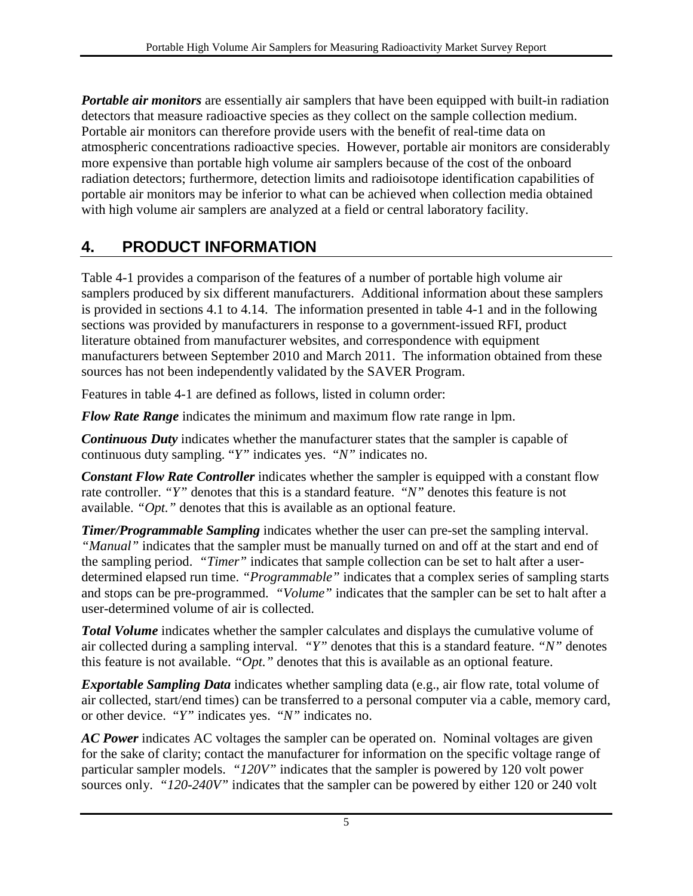***Portable air monitors*** are essentially air samplers that have been equipped with built-in radiation detectors that measure radioactive species as they collect on the sample collection medium. Portable air monitors can therefore provide users with the benefit of real-time data on atmospheric concentrations radioactive species. However, portable air monitors are considerably more expensive than portable high volume air samplers because of the cost of the onboard radiation detectors; furthermore, detection limits and radioisotope identification capabilities of portable air monitors may be inferior to what can be achieved when collection media obtained with high volume air samplers are analyzed at a field or central laboratory facility.

# 4. PRODUCT INFORMATION

Table 4-1 provides a comparison of the features of a number of portable high volume air samplers produced by six different manufacturers. Additional information about these samplers is provided in sections 4.1 to 4.14. The information presented in table 4-1 and in the following sections was provided by manufacturers in response to a government-issued RFI, product literature obtained from manufacturer websites, and correspondence with equipment manufacturers between September 2010 and March 2011. The information obtained from these sources has not been independently validated by the SAVER Program.

Features in table 4-1 are defined as follows, listed in column order:

***Flow Rate Range*** indicates the minimum and maximum flow rate range in lpm.

***Continuous Duty*** indicates whether the manufacturer states that the sampler is capable of continuous duty sampling. "*Y*" indicates yes. "*N*" indicates no.

***Constant Flow Rate Controller*** indicates whether the sampler is equipped with a constant flow rate controller. *"Y"* denotes that this is a standard feature. *"N"* denotes this feature is not available. *"Opt."* denotes that this is available as an optional feature.

***Timer/Programmable Sampling*** indicates whether the user can pre-set the sampling interval. *"Manual"* indicates that the sampler must be manually turned on and off at the start and end of the sampling period. *"Timer"* indicates that sample collection can be set to halt after a user-determined elapsed run time. *"Programmable"* indicates that a complex series of sampling starts and stops can be pre-programmed. *"Volume"* indicates that the sampler can be set to halt after a user-determined volume of air is collected.

***Total Volume*** indicates whether the sampler calculates and displays the cumulative volume of air collected during a sampling interval. *"Y"* denotes that this is a standard feature. *"N"* denotes this feature is not available. *"Opt."* denotes that this is available as an optional feature.

***Exportable Sampling Data*** indicates whether sampling data (e.g., air flow rate, total volume of air collected, start/end times) can be transferred to a personal computer via a cable, memory card, or other device. "*Y*" indicates yes. "*N*" indicates no.

***AC Power*** indicates AC voltages the sampler can be operated on. Nominal voltages are given for the sake of clarity; contact the manufacturer for information on the specific voltage range of particular sampler models. *"120V"* indicates that the sampler is powered by 120 volt power sources only. *"120-240V"* indicates that the sampler can be powered by either 120 or 240 volt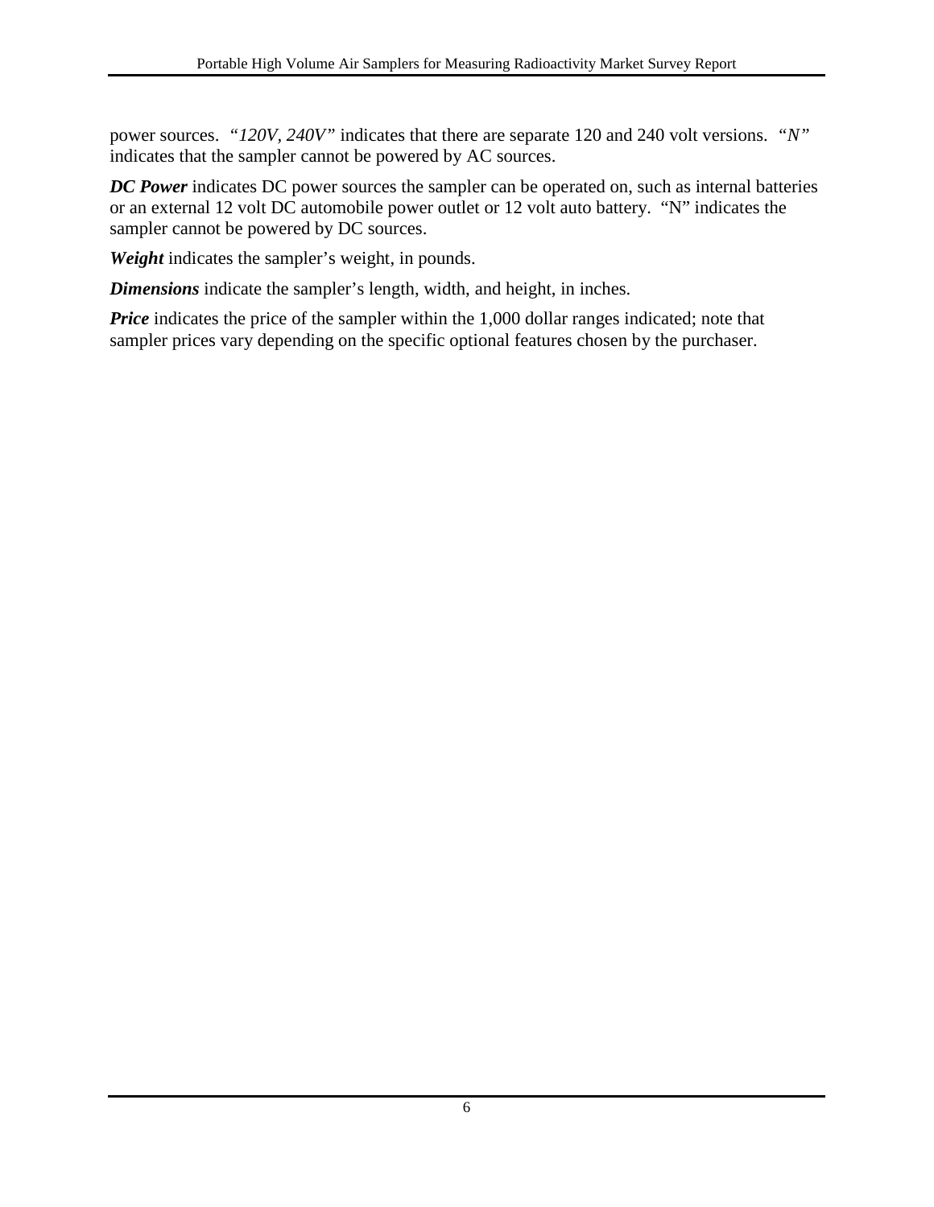power sources. *"120V, 240V"* indicates that there are separate 120 and 240 volt versions. *"N"* indicates that the sampler cannot be powered by AC sources.

***DC Power*** indicates DC power sources the sampler can be operated on, such as internal batteries or an external 12 volt DC automobile power outlet or 12 volt auto battery. "N" indicates the sampler cannot be powered by DC sources.

***Weight*** indicates the sampler's weight, in pounds.

***Dimensions*** indicate the sampler's length, width, and height, in inches.

***Price*** indicates the price of the sampler within the 1,000 dollar ranges indicated; note that sampler prices vary depending on the specific optional features chosen by the purchaser.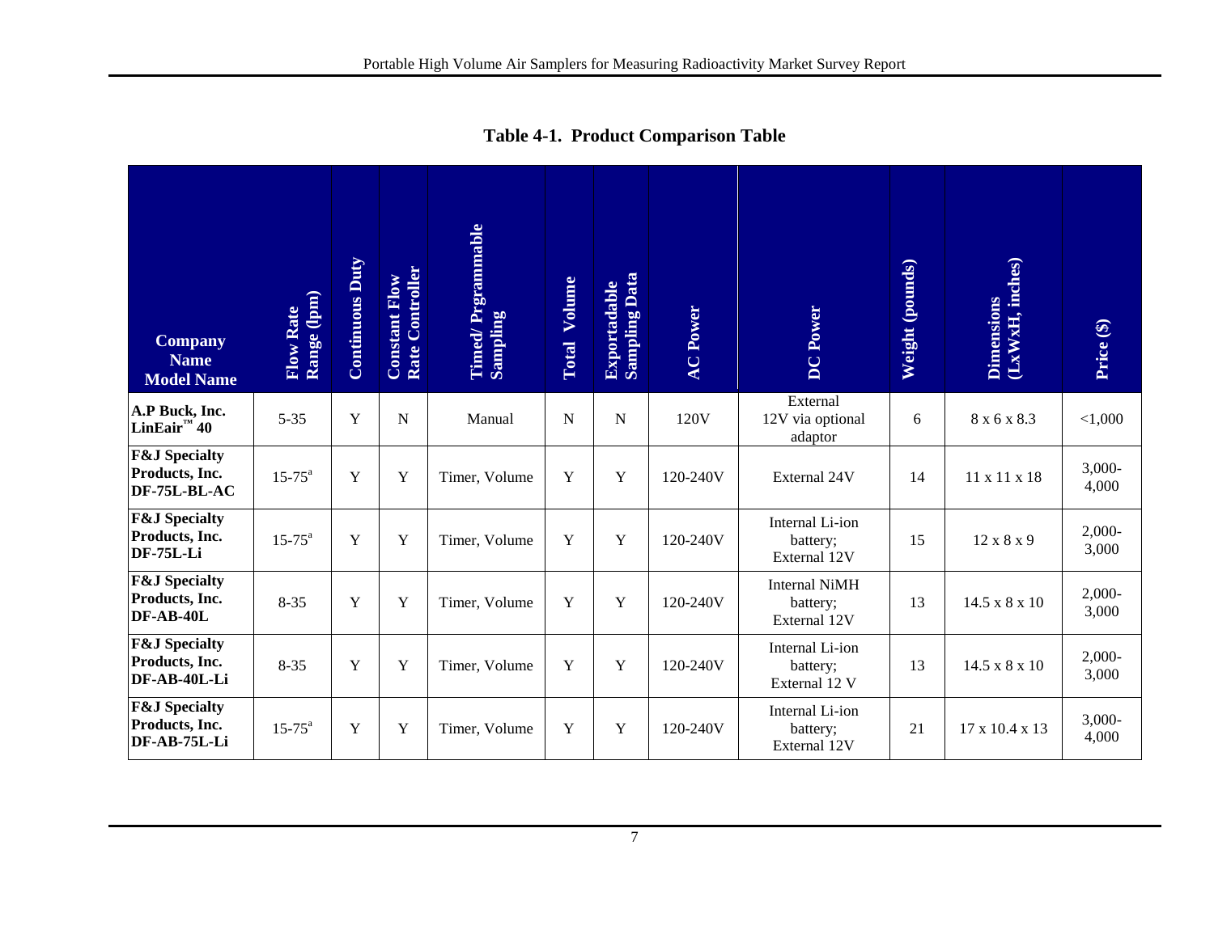**Table 4-1. Product Comparison Table**

| Company Name Model Name | Flow Rate Range (lpm) | Continuous Duty | Constant Flow Rate Controller | Timed/ Prgrammable Sampling | Total Volume | Exportadable Sampling Data | AC Power | DC Power | Weight (pounds) | Dimensions (LxWxH, inches) | Price ($) |
|---|---|---|---|---|---|---|---|---|---|---|---|
| **A.P Buck, Inc. LinEair™ 40** | 5-35 | Y | N | Manual | N | N | 120V | External 12V via optional adaptor | 6 | 8 x 6 x 8.3 | <1,000 |
| **F&J Specialty Products, Inc. DF-75L-BL-AC** | 15-75[a] | Y | Y | Timer, Volume | Y | Y | 120-240V | External 24V | 14 | 11 x 11 x 18 | 3,000-4,000 |
| **F&J Specialty Products, Inc. DF-75L-Li** | 15-75[a] | Y | Y | Timer, Volume | Y | Y | 120-240V | Internal Li-ion battery; External 12V | 15 | 12 x 8 x 9 | 2,000-3,000 |
| **F&J Specialty Products, Inc. DF-AB-40L** | 8-35 | Y | Y | Timer, Volume | Y | Y | 120-240V | Internal NiMH battery; External 12V | 13 | 14.5 x 8 x 10 | 2,000-3,000 |
| **F&J Specialty Products, Inc. DF-AB-40L-Li** | 8-35 | Y | Y | Timer, Volume | Y | Y | 120-240V | Internal Li-ion battery; External 12 V | 13 | 14.5 x 8 x 10 | 2,000-3,000 |
| **F&J Specialty Products, Inc. DF-AB-75L-Li** | 15-75[a] | Y | Y | Timer, Volume | Y | Y | 120-240V | Internal Li-ion battery; External 12V | 21 | 17 x 10.4 x 13 | 3,000-4,000 |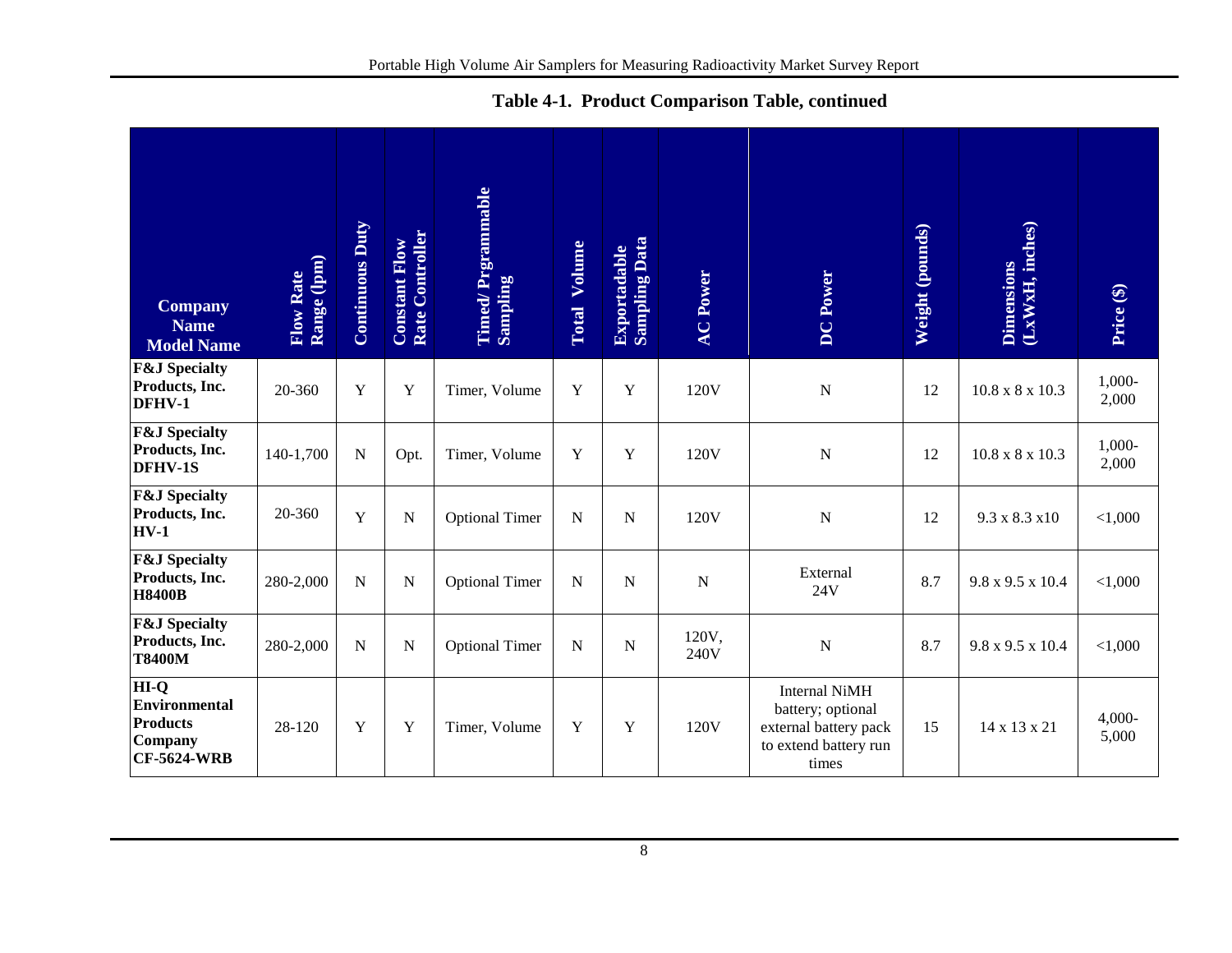**Table 4-1. Product Comparison Table, continued**

| Company Name Model Name | Flow Rate Range (lpm) | Continuous Duty | Constant Flow Rate Controller | Timed/ Prgrammable Sampling | Total Volume | Exportadable Sampling Data | AC Power | DC Power | Weight (pounds) | Dimensions (LxWxH, inches) | Price ($) |
|---|---|---|---|---|---|---|---|---|---|---|---|
| **F&J Specialty Products, Inc. DFHV-1** | 20-360 | Y | Y | Timer, Volume | Y | Y | 120V | N | 12 | 10.8 x 8 x 10.3 | 1,000-2,000 |
| **F&J Specialty Products, Inc. DFHV-1S** | 140-1,700 | N | Opt. | Timer, Volume | Y | Y | 120V | N | 12 | 10.8 x 8 x 10.3 | 1,000-2,000 |
| **F&J Specialty Products, Inc. HV-1** | 20-360 | Y | N | Optional Timer | N | N | 120V | N | 12 | 9.3 x 8.3 x10 | <1,000 |
| **F&J Specialty Products, Inc. H8400B** | 280-2,000 | N | N | Optional Timer | N | N | N | External 24V | 8.7 | 9.8 x 9.5 x 10.4 | <1,000 |
| **F&J Specialty Products, Inc. T8400M** | 280-2,000 | N | N | Optional Timer | N | N | 120V, 240V | N | 8.7 | 9.8 x 9.5 x 10.4 | <1,000 |
| **HI-Q Environmental Products Company CF-5624-WRB** | 28-120 | Y | Y | Timer, Volume | Y | Y | 120V | Internal NiMH battery; optional external battery pack to extend battery run times | 15 | 14 x 13 x 21 | 4,000-5,000 |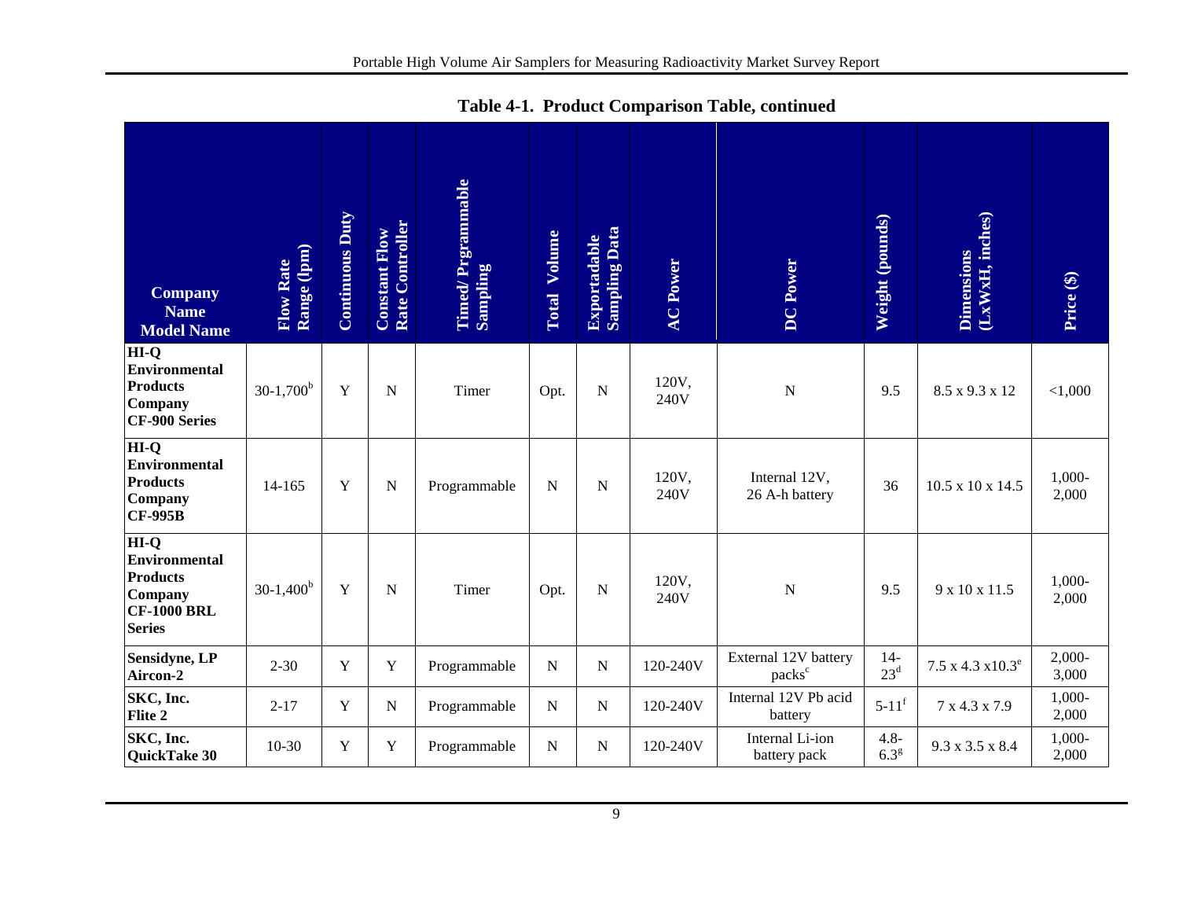**Table 4-1. Product Comparison Table, continued**

| Company Name Model Name | Flow Rate Range (lpm) | Continuous Duty | Constant Flow Rate Controller | Timed/ Prgrammable Sampling | Total Volume | Exportable Sampling Data | AC Power | DC Power | Weight (pounds) | Dimensions (LxWxH, inches) | Price ($) |
|---|---|---|---|---|---|---|---|---|---|---|---|
| **HI-Q Environmental Products Company CF-900 Series** | 30-1,700[b] | Y | N | Timer | Opt. | N | 120V, 240V | N | 9.5 | 8.5 x 9.3 x 12 | <1,000 |
| **HI-Q Environmental Products Company CF-995B** | 14-165 | Y | N | Programmable | N | N | 120V, 240V | Internal 12V, 26 A-h battery | 36 | 10.5 x 10 x 14.5 | 1,000-2,000 |
| **HI-Q Environmental Products Company CF-1000 BRL Series** | 30-1,400[b] | Y | N | Timer | Opt. | N | 120V, 240V | N | 9.5 | 9 x 10 x 11.5 | 1,000-2,000 |
| **Sensidyne, LP Aircon-2** | 2-30 | Y | Y | Programmable | N | N | 120-240V | External 12V battery packs[c] | 14-23[d] | 7.5 x 4.3 x10.3[e] | 2,000-3,000 |
| **SKC, Inc. Flite 2** | 2-17 | Y | N | Programmable | N | N | 120-240V | Internal 12V Pb acid battery | 5-11[f] | 7 x 4.3 x 7.9 | 1,000-2,000 |
| **SKC, Inc. QuickTake 30** | 10-30 | Y | Y | Programmable | N | N | 120-240V | Internal Li-ion battery pack | 4.8-6.3[g] | 9.3 x 3.5 x 8.4 | 1,000-2,000 |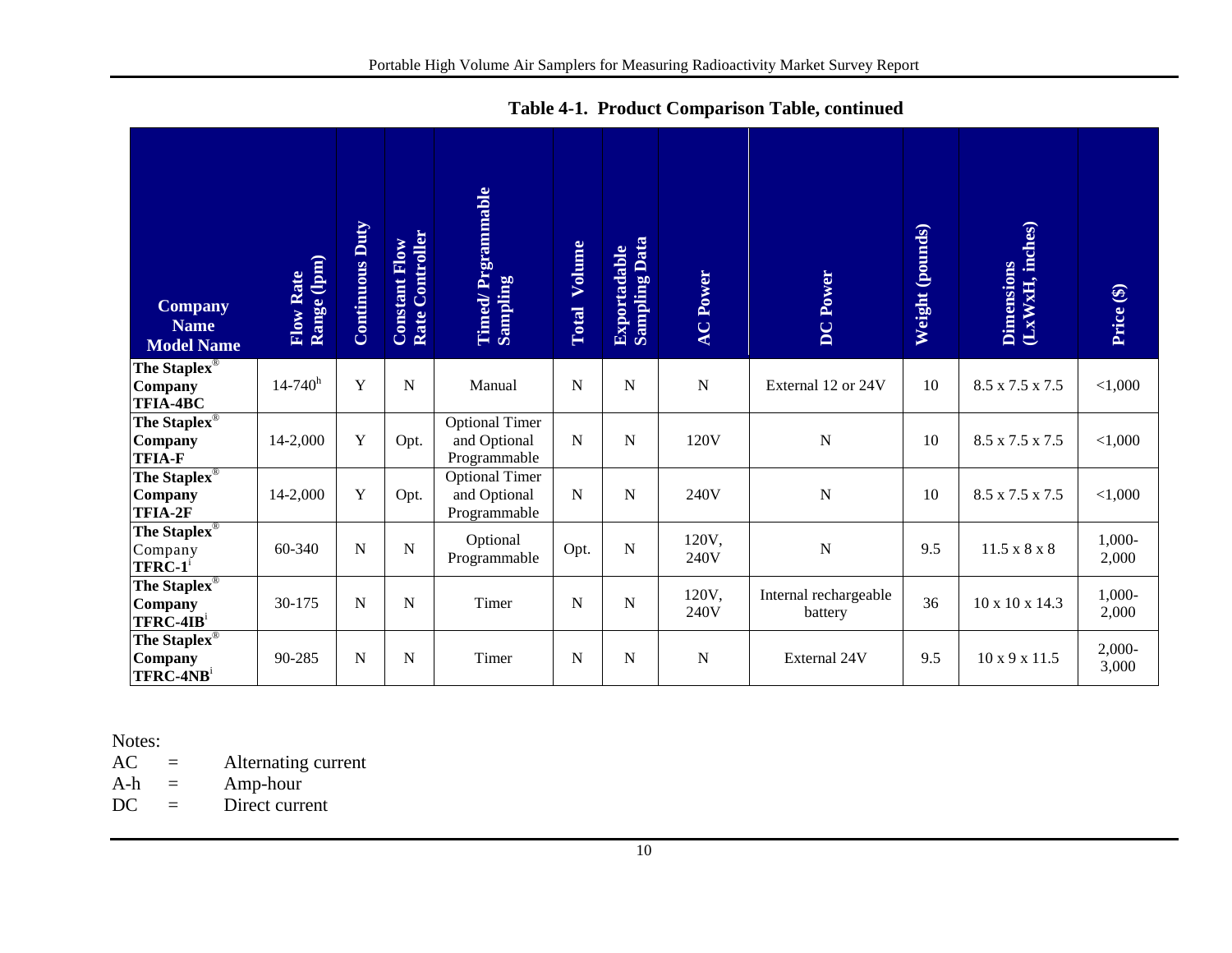**Table 4-1. Product Comparison Table, continued**

| Company Name Model Name | Flow Rate Range (lpm) | Continuous Duty | Constant Flow Rate Controller | Timed/ Prgrammable Sampling | Total Volume | Exportadable Sampling Data | AC Power | DC Power | Weight (pounds) | Dimensions (LxWxH, inches) | Price ($) |
|---|---|---|---|---|---|---|---|---|---|---|---|
| **The Staplex® Company TFIA-4BC** | 14-740[h] | Y | N | Manual | N | N | N | External 12 or 24V | 10 | 8.5 x 7.5 x 7.5 | <1,000 |
| **The Staplex® Company TFIA-F** | 14-2,000 | Y | Opt. | Optional Timer and Optional Programmable | N | N | 120V | N | 10 | 8.5 x 7.5 x 7.5 | <1,000 |
| **The Staplex® Company TFIA-2F** | 14-2,000 | Y | Opt. | Optional Timer and Optional Programmable | N | N | 240V | N | 10 | 8.5 x 7.5 x 7.5 | <1,000 |
| **The Staplex®** Company **TFRC-1**[i] | 60-340 | N | N | Optional Programmable | Opt. | N | 120V, 240V | N | 9.5 | 11.5 x 8 x 8 | 1,000-2,000 |
| **The Staplex® Company TFRC-4IB**[i] | 30-175 | N | N | Timer | N | N | 120V, 240V | Internal rechargeable battery | 36 | 10 x 10 x 14.3 | 1,000-2,000 |
| **The Staplex® Company TFRC-4NB**[i] | 90-285 | N | N | Timer | N | N | N | External 24V | 9.5 | 10 x 9 x 11.5 | 2,000-3,000 |

Notes:

AC = Alternating current

A-h = Amp-hour

DC = Direct current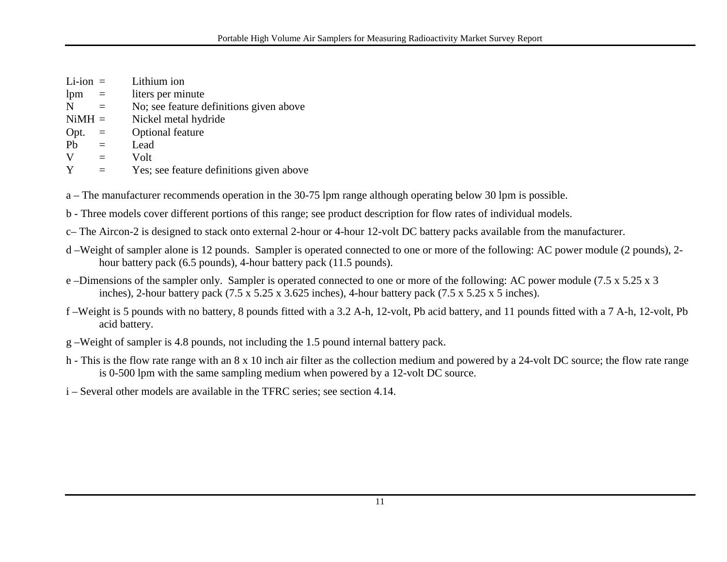Li-ion = Lithium ion
lpm = liters per minute
N = No; see feature definitions given above
NiMH = Nickel metal hydride
Opt. = Optional feature
Pb = Lead
V = Volt
Y = Yes; see feature definitions given above

a – The manufacturer recommends operation in the 30-75 lpm range although operating below 30 lpm is possible.

b - Three models cover different portions of this range; see product description for flow rates of individual models.

c– The Aircon-2 is designed to stack onto external 2-hour or 4-hour 12-volt DC battery packs available from the manufacturer.

d –Weight of sampler alone is 12 pounds. Sampler is operated connected to one or more of the following: AC power module (2 pounds), 2-hour battery pack (6.5 pounds), 4-hour battery pack (11.5 pounds).

e –Dimensions of the sampler only. Sampler is operated connected to one or more of the following: AC power module (7.5 x 5.25 x 3 inches), 2-hour battery pack (7.5 x 5.25 x 3.625 inches), 4-hour battery pack (7.5 x 5.25 x 5 inches).

f –Weight is 5 pounds with no battery, 8 pounds fitted with a 3.2 A-h, 12-volt, Pb acid battery, and 11 pounds fitted with a 7 A-h, 12-volt, Pb acid battery.

g –Weight of sampler is 4.8 pounds, not including the 1.5 pound internal battery pack.

h - This is the flow rate range with an 8 x 10 inch air filter as the collection medium and powered by a 24-volt DC source; the flow rate range is 0-500 lpm with the same sampling medium when powered by a 12-volt DC source.

i – Several other models are available in the TFRC series; see section 4.14.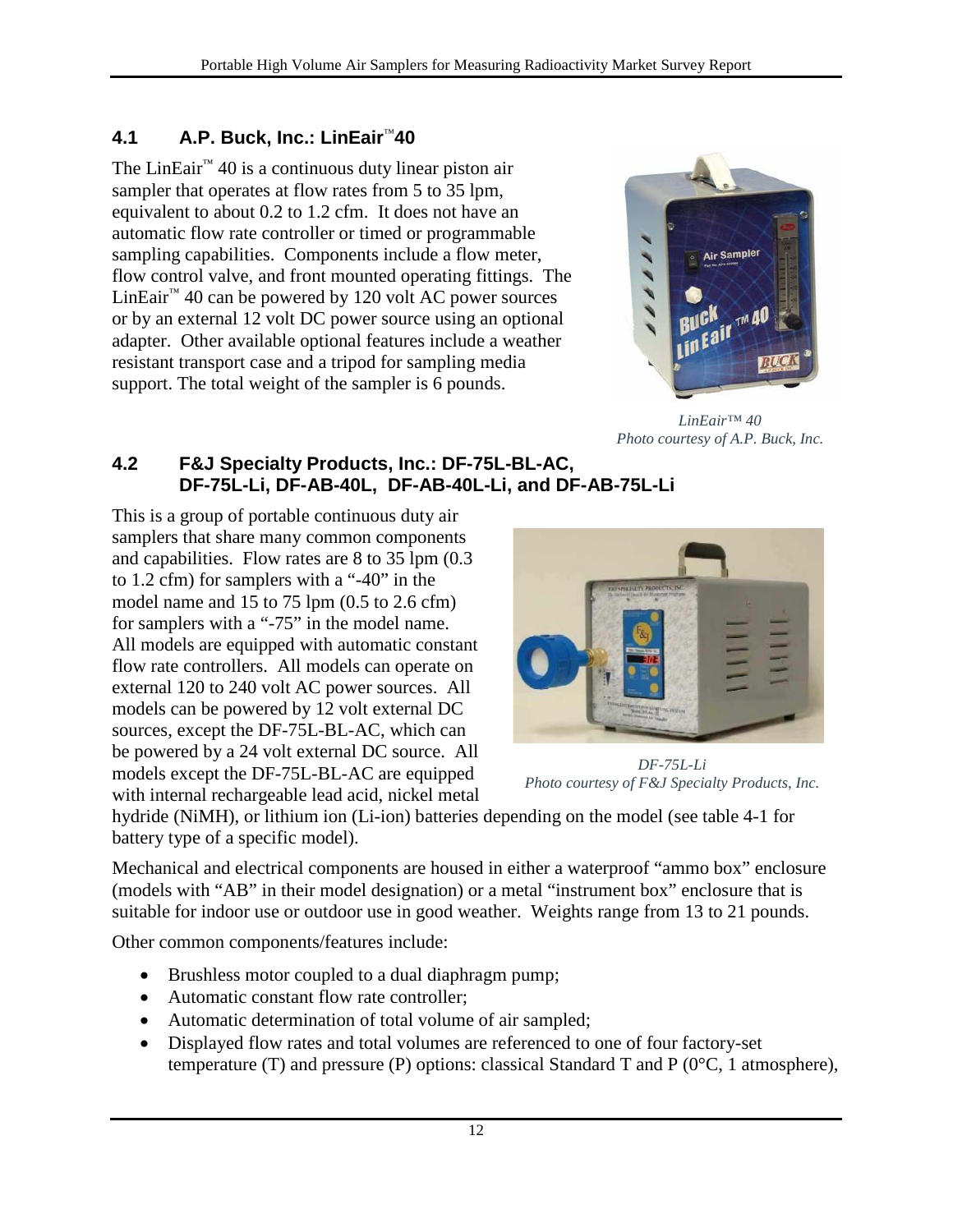## 4.1 A.P. Buck, Inc.: LinEair™40

The LinEair™ 40 is a continuous duty linear piston air sampler that operates at flow rates from 5 to 35 lpm, equivalent to about 0.2 to 1.2 cfm. It does not have an automatic flow rate controller or timed or programmable sampling capabilities. Components include a flow meter, flow control valve, and front mounted operating fittings. The LinEair™ 40 can be powered by 120 volt AC power sources or by an external 12 volt DC power source using an optional adapter. Other available optional features include a weather resistant transport case and a tripod for sampling media support. The total weight of the sampler is 6 pounds.

*LinEair™ 40*
*Photo courtesy of A.P. Buck, Inc.*

## 4.2 F&J Specialty Products, Inc.: DF-75L-BL-AC, DF-75L-Li, DF-AB-40L, DF-AB-40L-Li, and DF-AB-75L-Li

This is a group of portable continuous duty air samplers that share many common components and capabilities. Flow rates are 8 to 35 lpm (0.3 to 1.2 cfm) for samplers with a "-40" in the model name and 15 to 75 lpm (0.5 to 2.6 cfm) for samplers with a "-75" in the model name. All models are equipped with automatic constant flow rate controllers. All models can operate on external 120 to 240 volt AC power sources. All models can be powered by 12 volt external DC sources, except the DF-75L-BL-AC, which can be powered by a 24 volt external DC source. All models except the DF-75L-BL-AC are equipped with internal rechargeable lead acid, nickel metal hydride (NiMH), or lithium ion (Li-ion) batteries depending on the model (see table 4-1 for battery type of a specific model).

*DF-75L-Li*
*Photo courtesy of F&J Specialty Products, Inc.*

Mechanical and electrical components are housed in either a waterproof "ammo box" enclosure (models with "AB" in their model designation) or a metal "instrument box" enclosure that is suitable for indoor use or outdoor use in good weather. Weights range from 13 to 21 pounds.

Other common components/features include:

- Brushless motor coupled to a dual diaphragm pump;
- Automatic constant flow rate controller;
- Automatic determination of total volume of air sampled;
- Displayed flow rates and total volumes are referenced to one of four factory-set temperature (T) and pressure (P) options: classical Standard T and P (0°C, 1 atmosphere),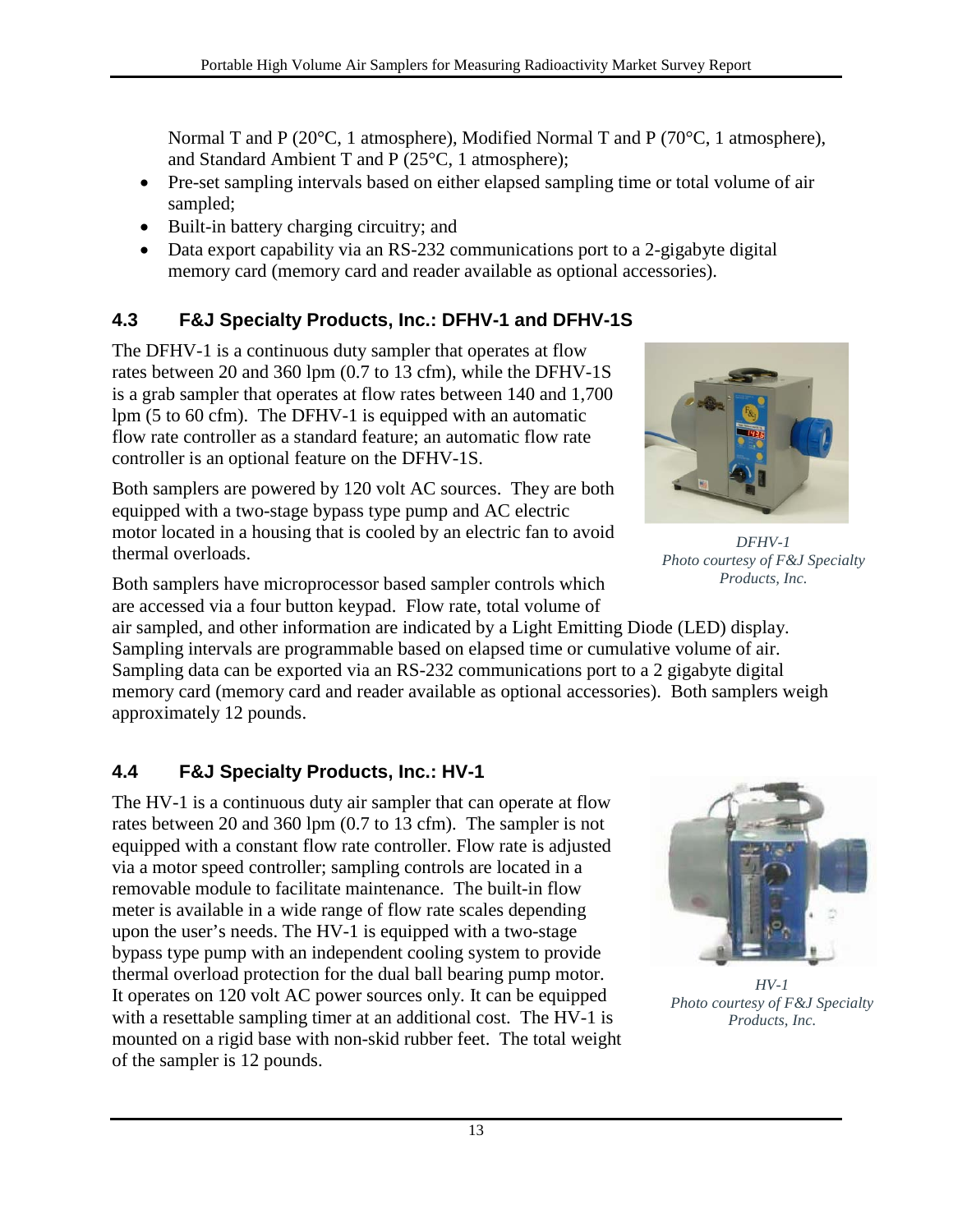Normal T and P (20°C, 1 atmosphere), Modified Normal T and P (70°C, 1 atmosphere), and Standard Ambient T and P (25°C, 1 atmosphere);

- Pre-set sampling intervals based on either elapsed sampling time or total volume of air sampled;
- Built-in battery charging circuitry; and
- Data export capability via an RS-232 communications port to a 2-gigabyte digital memory card (memory card and reader available as optional accessories).

## 4.3 F&J Specialty Products, Inc.: DFHV-1 and DFHV-1S

The DFHV-1 is a continuous duty sampler that operates at flow rates between 20 and 360 lpm (0.7 to 13 cfm), while the DFHV-1S is a grab sampler that operates at flow rates between 140 and 1,700 lpm (5 to 60 cfm). The DFHV-1 is equipped with an automatic flow rate controller as a standard feature; an automatic flow rate controller is an optional feature on the DFHV-1S.

Both samplers are powered by 120 volt AC sources. They are both equipped with a two-stage bypass type pump and AC electric motor located in a housing that is cooled by an electric fan to avoid thermal overloads.

*DFHV-1*
*Photo courtesy of F&J Specialty Products, Inc.*

Both samplers have microprocessor based sampler controls which are accessed via a four button keypad. Flow rate, total volume of air sampled, and other information are indicated by a Light Emitting Diode (LED) display. Sampling intervals are programmable based on elapsed time or cumulative volume of air. Sampling data can be exported via an RS-232 communications port to a 2 gigabyte digital memory card (memory card and reader available as optional accessories). Both samplers weigh approximately 12 pounds.

## 4.4 F&J Specialty Products, Inc.: HV-1

The HV-1 is a continuous duty air sampler that can operate at flow rates between 20 and 360 lpm (0.7 to 13 cfm). The sampler is not equipped with a constant flow rate controller. Flow rate is adjusted via a motor speed controller; sampling controls are located in a removable module to facilitate maintenance. The built-in flow meter is available in a wide range of flow rate scales depending upon the user's needs. The HV-1 is equipped with a two-stage bypass type pump with an independent cooling system to provide thermal overload protection for the dual ball bearing pump motor. It operates on 120 volt AC power sources only. It can be equipped with a resettable sampling timer at an additional cost. The HV-1 is mounted on a rigid base with non-skid rubber feet. The total weight of the sampler is 12 pounds.

*HV-1*
*Photo courtesy of F&J Specialty Products, Inc.*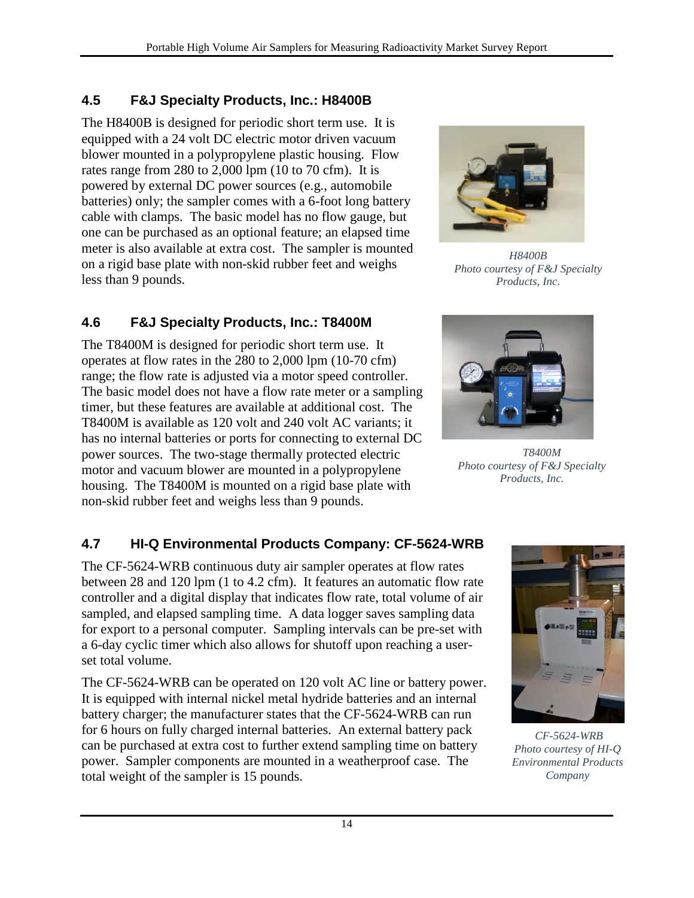## 4.5 F&J Specialty Products, Inc.: H8400B

The H8400B is designed for periodic short term use. It is equipped with a 24 volt DC electric motor driven vacuum blower mounted in a polypropylene plastic housing. Flow rates range from 280 to 2,000 lpm (10 to 70 cfm). It is powered by external DC power sources (e.g., automobile batteries) only; the sampler comes with a 6-foot long battery cable with clamps. The basic model has no flow gauge, but one can be purchased as an optional feature; an elapsed time meter is also available at extra cost. The sampler is mounted on a rigid base plate with non-skid rubber feet and weighs less than 9 pounds.

*H8400B*
*Photo courtesy of F&J Specialty Products, Inc.*

## 4.6 F&J Specialty Products, Inc.: T8400M

The T8400M is designed for periodic short term use. It operates at flow rates in the 280 to 2,000 lpm (10-70 cfm) range; the flow rate is adjusted via a motor speed controller. The basic model does not have a flow rate meter or a sampling timer, but these features are available at additional cost. The T8400M is available as 120 volt and 240 volt AC variants; it has no internal batteries or ports for connecting to external DC power sources. The two-stage thermally protected electric motor and vacuum blower are mounted in a polypropylene housing. The T8400M is mounted on a rigid base plate with non-skid rubber feet and weighs less than 9 pounds.

*T8400M*
*Photo courtesy of F&J Specialty Products, Inc.*

## 4.7 HI-Q Environmental Products Company: CF-5624-WRB

The CF-5624-WRB continuous duty air sampler operates at flow rates between 28 and 120 lpm (1 to 4.2 cfm). It features an automatic flow rate controller and a digital display that indicates flow rate, total volume of air sampled, and elapsed sampling time. A data logger saves sampling data for export to a personal computer. Sampling intervals can be pre-set with a 6-day cyclic timer which also allows for shutoff upon reaching a user-set total volume.

The CF-5624-WRB can be operated on 120 volt AC line or battery power. It is equipped with internal nickel metal hydride batteries and an internal battery charger; the manufacturer states that the CF-5624-WRB can run for 6 hours on fully charged internal batteries. An external battery pack can be purchased at extra cost to further extend sampling time on battery power. Sampler components are mounted in a weatherproof case. The total weight of the sampler is 15 pounds.

*CF-5624-WRB*
*Photo courtesy of HI-Q Environmental Products Company*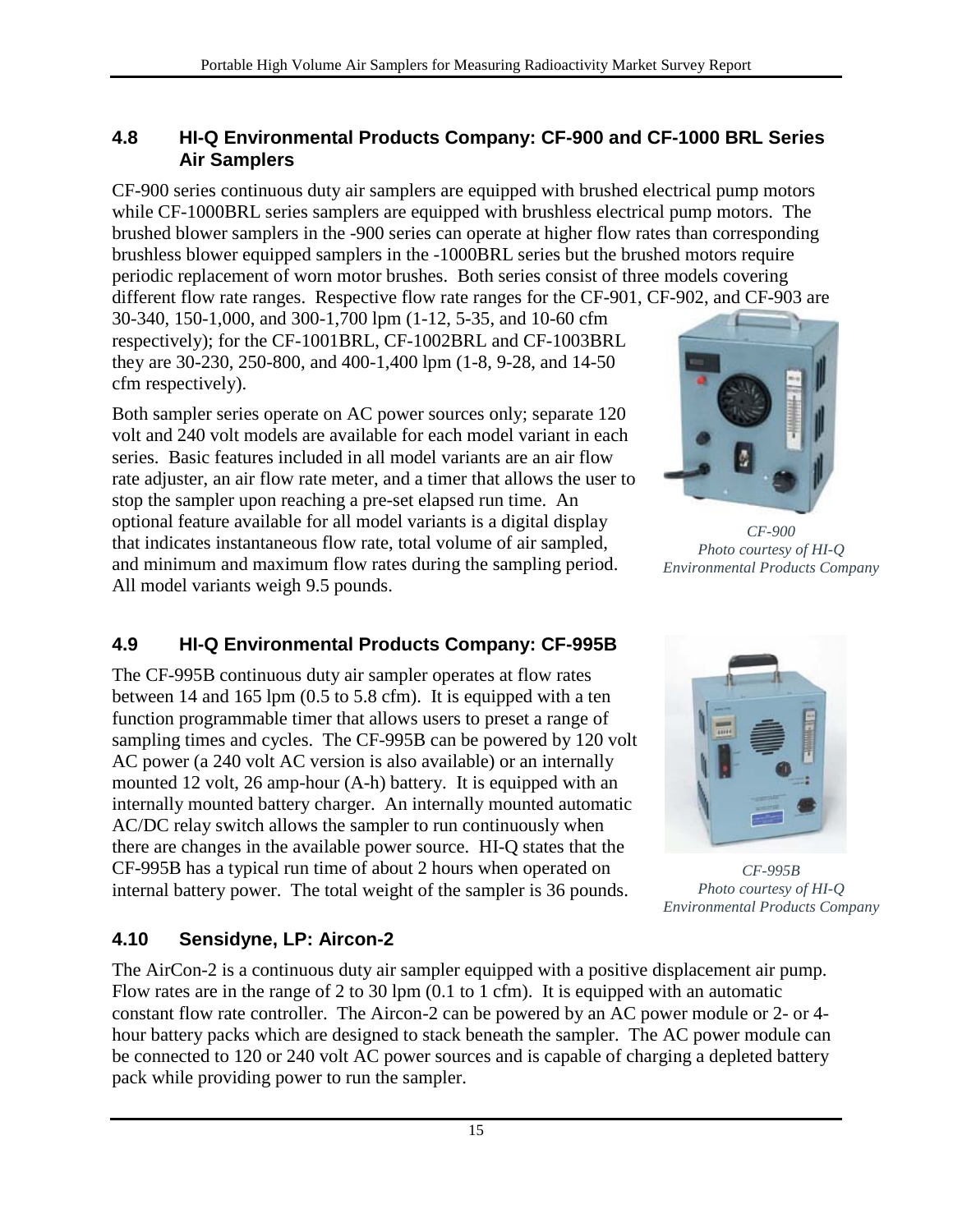## 4.8 HI-Q Environmental Products Company: CF-900 and CF-1000 BRL Series Air Samplers

CF-900 series continuous duty air samplers are equipped with brushed electrical pump motors while CF-1000BRL series samplers are equipped with brushless electrical pump motors. The brushed blower samplers in the -900 series can operate at higher flow rates than corresponding brushless blower equipped samplers in the -1000BRL series but the brushed motors require periodic replacement of worn motor brushes. Both series consist of three models covering different flow rate ranges. Respective flow rate ranges for the CF-901, CF-902, and CF-903 are 30-340, 150-1,000, and 300-1,700 lpm (1-12, 5-35, and 10-60 cfm respectively); for the CF-1001BRL, CF-1002BRL and CF-1003BRL they are 30-230, 250-800, and 400-1,400 lpm (1-8, 9-28, and 14-50 cfm respectively).

Both sampler series operate on AC power sources only; separate 120 volt and 240 volt models are available for each model variant in each series. Basic features included in all model variants are an air flow rate adjuster, an air flow rate meter, and a timer that allows the user to stop the sampler upon reaching a pre-set elapsed run time. An optional feature available for all model variants is a digital display that indicates instantaneous flow rate, total volume of air sampled, and minimum and maximum flow rates during the sampling period. All model variants weigh 9.5 pounds.

*CF-900*
*Photo courtesy of HI-Q Environmental Products Company*

## 4.9 HI-Q Environmental Products Company: CF-995B

The CF-995B continuous duty air sampler operates at flow rates between 14 and 165 lpm (0.5 to 5.8 cfm). It is equipped with a ten function programmable timer that allows users to preset a range of sampling times and cycles. The CF-995B can be powered by 120 volt AC power (a 240 volt AC version is also available) or an internally mounted 12 volt, 26 amp-hour (A-h) battery. It is equipped with an internally mounted battery charger. An internally mounted automatic AC/DC relay switch allows the sampler to run continuously when there are changes in the available power source. HI-Q states that the CF-995B has a typical run time of about 2 hours when operated on internal battery power. The total weight of the sampler is 36 pounds.

*CF-995B*
*Photo courtesy of HI-Q Environmental Products Company*

## 4.10 Sensidyne, LP: Aircon-2

The AirCon-2 is a continuous duty air sampler equipped with a positive displacement air pump. Flow rates are in the range of 2 to 30 lpm (0.1 to 1 cfm). It is equipped with an automatic constant flow rate controller. The Aircon-2 can be powered by an AC power module or 2- or 4-hour battery packs which are designed to stack beneath the sampler. The AC power module can be connected to 120 or 240 volt AC power sources and is capable of charging a depleted battery pack while providing power to run the sampler.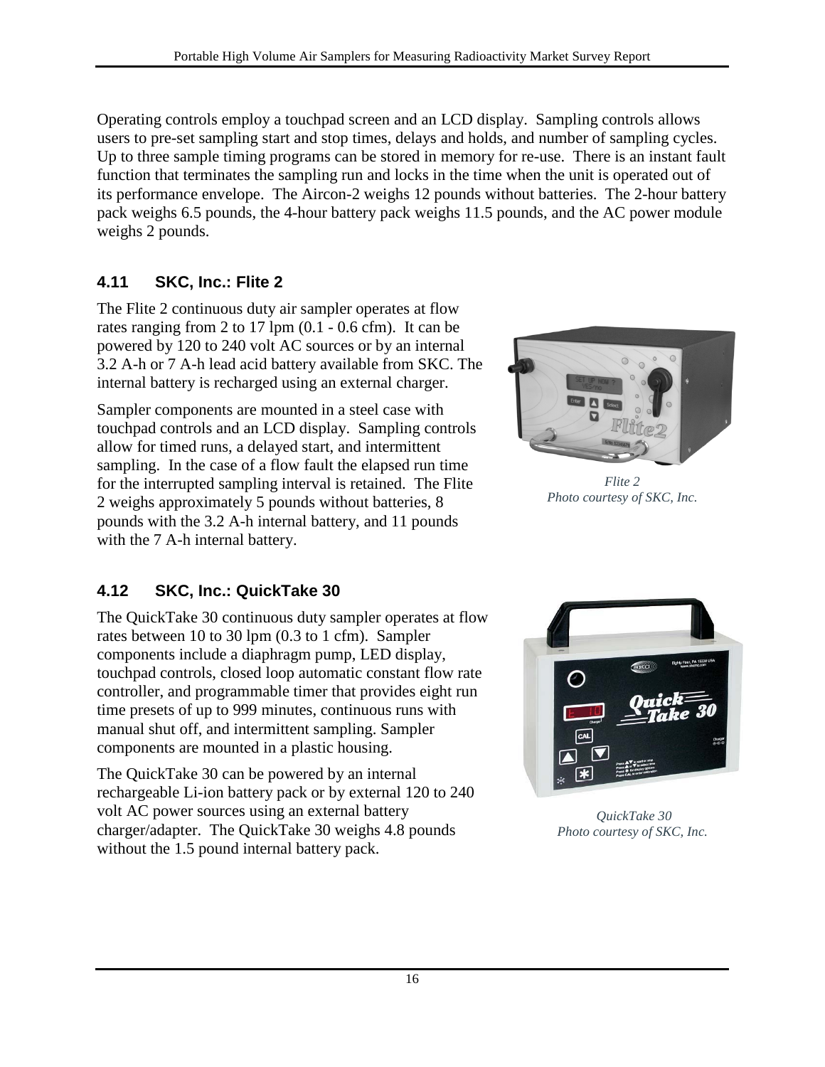Operating controls employ a touchpad screen and an LCD display. Sampling controls allows users to pre-set sampling start and stop times, delays and holds, and number of sampling cycles. Up to three sample timing programs can be stored in memory for re-use. There is an instant fault function that terminates the sampling run and locks in the time when the unit is operated out of its performance envelope. The Aircon-2 weighs 12 pounds without batteries. The 2-hour battery pack weighs 6.5 pounds, the 4-hour battery pack weighs 11.5 pounds, and the AC power module weighs 2 pounds.

### 4.11 SKC, Inc.: Flite 2

The Flite 2 continuous duty air sampler operates at flow rates ranging from 2 to 17 lpm (0.1 - 0.6 cfm). It can be powered by 120 to 240 volt AC sources or by an internal 3.2 A-h or 7 A-h lead acid battery available from SKC. The internal battery is recharged using an external charger.

Sampler components are mounted in a steel case with touchpad controls and an LCD display. Sampling controls allow for timed runs, a delayed start, and intermittent sampling. In the case of a flow fault the elapsed run time for the interrupted sampling interval is retained. The Flite 2 weighs approximately 5 pounds without batteries, 8 pounds with the 3.2 A-h internal battery, and 11 pounds with the 7 A-h internal battery.

*Flite 2*
*Photo courtesy of SKC, Inc.*

### 4.12 SKC, Inc.: QuickTake 30

The QuickTake 30 continuous duty sampler operates at flow rates between 10 to 30 lpm (0.3 to 1 cfm). Sampler components include a diaphragm pump, LED display, touchpad controls, closed loop automatic constant flow rate controller, and programmable timer that provides eight run time presets of up to 999 minutes, continuous runs with manual shut off, and intermittent sampling. Sampler components are mounted in a plastic housing.

The QuickTake 30 can be powered by an internal rechargeable Li-ion battery pack or by external 120 to 240 volt AC power sources using an external battery charger/adapter. The QuickTake 30 weighs 4.8 pounds without the 1.5 pound internal battery pack.

*QuickTake 30*
*Photo courtesy of SKC, Inc.*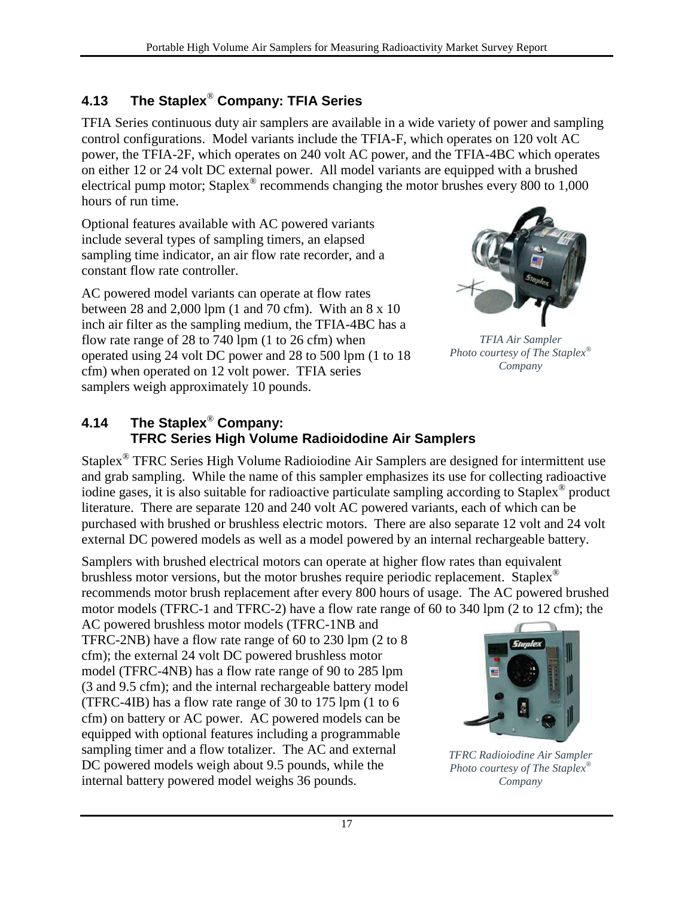## 4.13 The Staplex® Company: TFIA Series

TFIA Series continuous duty air samplers are available in a wide variety of power and sampling control configurations. Model variants include the TFIA-F, which operates on 120 volt AC power, the TFIA-2F, which operates on 240 volt AC power, and the TFIA-4BC which operates on either 12 or 24 volt DC external power. All model variants are equipped with a brushed electrical pump motor; Staplex® recommends changing the motor brushes every 800 to 1,000 hours of run time.

Optional features available with AC powered variants include several types of sampling timers, an elapsed sampling time indicator, an air flow rate recorder, and a constant flow rate controller.

AC powered model variants can operate at flow rates between 28 and 2,000 lpm (1 and 70 cfm). With an 8 x 10 inch air filter as the sampling medium, the TFIA-4BC has a flow rate range of 28 to 740 lpm (1 to 26 cfm) when operated using 24 volt DC power and 28 to 500 lpm (1 to 18 cfm) when operated on 12 volt power. TFIA series samplers weigh approximately 10 pounds.

*TFIA Air Sampler*
*Photo courtesy of The Staplex® Company*

## 4.14 The Staplex® Company: TFRC Series High Volume Radioidodine Air Samplers

Staplex® TFRC Series High Volume Radioiodine Air Samplers are designed for intermittent use and grab sampling. While the name of this sampler emphasizes its use for collecting radioactive iodine gases, it is also suitable for radioactive particulate sampling according to Staplex® product literature. There are separate 120 and 240 volt AC powered variants, each of which can be purchased with brushed or brushless electric motors. There are also separate 12 volt and 24 volt external DC powered models as well as a model powered by an internal rechargeable battery.

Samplers with brushed electrical motors can operate at higher flow rates than equivalent brushless motor versions, but the motor brushes require periodic replacement. Staplex® recommends motor brush replacement after every 800 hours of usage. The AC powered brushed motor models (TFRC-1 and TFRC-2) have a flow rate range of 60 to 340 lpm (2 to 12 cfm); the AC powered brushless motor models (TFRC-1NB and TFRC-2NB) have a flow rate range of 60 to 230 lpm (2 to 8 cfm); the external 24 volt DC powered brushless motor model (TFRC-4NB) has a flow rate range of 90 to 285 lpm (3 and 9.5 cfm); and the internal rechargeable battery model (TFRC-4IB) has a flow rate range of 30 to 175 lpm (1 to 6 cfm) on battery or AC power. AC powered models can be equipped with optional features including a programmable sampling timer and a flow totalizer. The AC and external DC powered models weigh about 9.5 pounds, while the internal battery powered model weighs 36 pounds.

*TFRC Radioiodine Air Sampler*
*Photo courtesy of The Staplex® Company*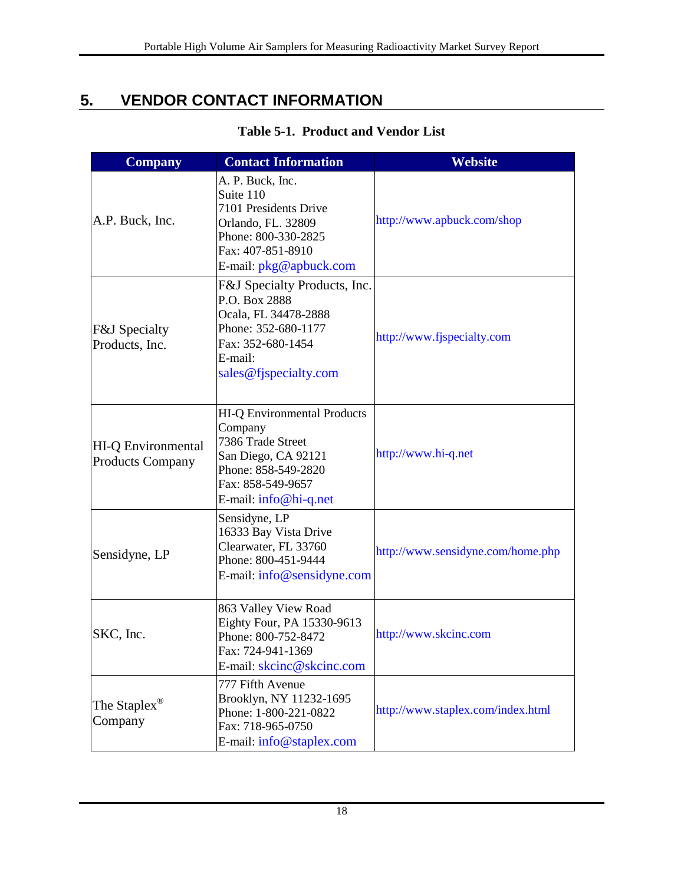# 5. VENDOR CONTACT INFORMATION

**Table 5-1. Product and Vendor List**

| Company | Contact Information | Website |
|---|---|---|
| A.P. Buck, Inc. | A. P. Buck, Inc.<br>Suite 110<br>7101 Presidents Drive<br>Orlando, FL. 32809<br>Phone: 800-330-2825<br>Fax: 407-851-8910<br>E-mail: pkg@apbuck.com | http://www.apbuck.com/shop |
| F&J Specialty Products, Inc. | F&J Specialty Products, Inc.<br>P.O. Box 2888<br>Ocala, FL 34478-2888<br>Phone: 352-680-1177<br>Fax: 352-680-1454<br>E-mail:<br>sales@fjspecialty.com | http://www.fjspecialty.com |
| HI-Q Environmental Products Company | HI-Q Environmental Products Company<br>7386 Trade Street<br>San Diego, CA 92121<br>Phone: 858-549-2820<br>Fax: 858-549-9657<br>E-mail: info@hi-q.net | http://www.hi-q.net |
| Sensidyne, LP | Sensidyne, LP<br>16333 Bay Vista Drive<br>Clearwater, FL 33760<br>Phone: 800-451-9444<br>E-mail: info@sensidyne.com | http://www.sensidyne.com/home.php |
| SKC, Inc. | 863 Valley View Road<br>Eighty Four, PA 15330-9613<br>Phone: 800-752-8472<br>Fax: 724-941-1369<br>E-mail: skcinc@skcinc.com | http://www.skcinc.com |
| The Staplex® Company | 777 Fifth Avenue<br>Brooklyn, NY 11232-1695<br>Phone: 1-800-221-0822<br>Fax: 718-965-0750<br>E-mail: info@staplex.com | http://www.staplex.com/index.html |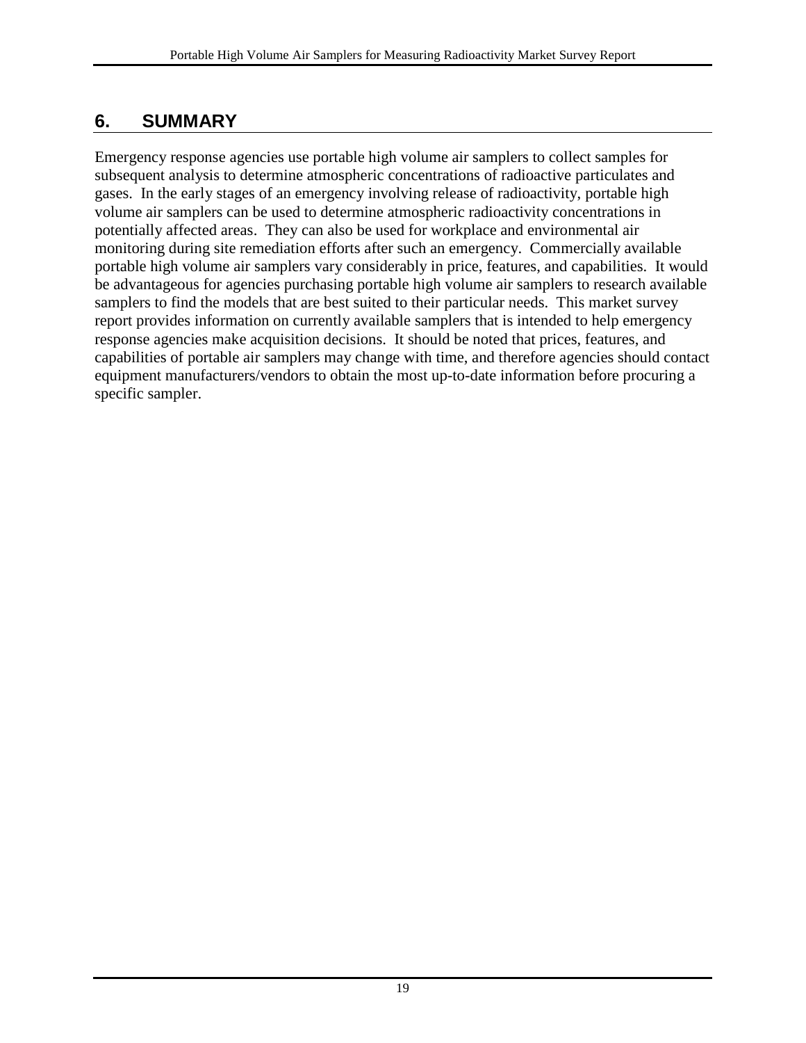## 6. SUMMARY

Emergency response agencies use portable high volume air samplers to collect samples for subsequent analysis to determine atmospheric concentrations of radioactive particulates and gases. In the early stages of an emergency involving release of radioactivity, portable high volume air samplers can be used to determine atmospheric radioactivity concentrations in potentially affected areas. They can also be used for workplace and environmental air monitoring during site remediation efforts after such an emergency. Commercially available portable high volume air samplers vary considerably in price, features, and capabilities. It would be advantageous for agencies purchasing portable high volume air samplers to research available samplers to find the models that are best suited to their particular needs. This market survey report provides information on currently available samplers that is intended to help emergency response agencies make acquisition decisions. It should be noted that prices, features, and capabilities of portable air samplers may change with time, and therefore agencies should contact equipment manufacturers/vendors to obtain the most up-to-date information before procuring a specific sampler.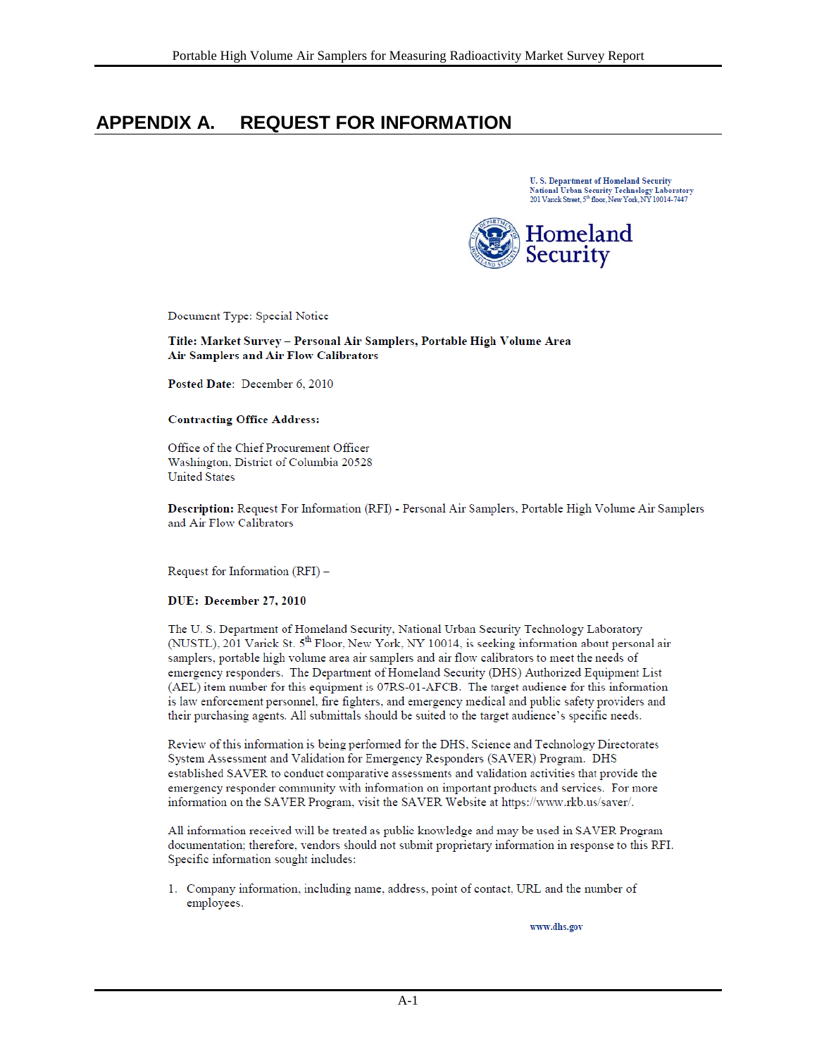# APPENDIX A. REQUEST FOR INFORMATION

U. S. Department of Homeland Security
National Urban Security Technology Laboratory
201 Varick Street, 5th floor, New York, NY 10014-7447

Homeland Security

Document Type: Special Notice

**Title: Market Survey – Personal Air Samplers, Portable High Volume Area Air Samplers and Air Flow Calibrators**

**Posted Date**: December 6, 2010

**Contracting Office Address:**

Office of the Chief Procurement Officer
Washington, District of Columbia 20528
United States

**Description:** Request For Information (RFI) - Personal Air Samplers, Portable High Volume Air Samplers and Air Flow Calibrators

Request for Information (RFI) –

**DUE: December 27, 2010**

The U. S. Department of Homeland Security, National Urban Security Technology Laboratory (NUSTL), 201 Varick St. 5th Floor, New York, NY 10014, is seeking information about personal air samplers, portable high volume area air samplers and air flow calibrators to meet the needs of emergency responders. The Department of Homeland Security (DHS) Authorized Equipment List (AEL) item number for this equipment is 07RS-01-AFCB. The target audience for this information is law enforcement personnel, fire fighters, and emergency medical and public safety providers and their purchasing agents. All submittals should be suited to the target audience's specific needs.

Review of this information is being performed for the DHS, Science and Technology Directorates System Assessment and Validation for Emergency Responders (SAVER) Program. DHS established SAVER to conduct comparative assessments and validation activities that provide the emergency responder community with information on important products and services. For more information on the SAVER Program, visit the SAVER Website at https://www.rkb.us/saver/.

All information received will be treated as public knowledge and may be used in SAVER Program documentation; therefore, vendors should not submit proprietary information in response to this RFI. Specific information sought includes:

1. Company information, including name, address, point of contact, URL and the number of employees.

www.dhs.gov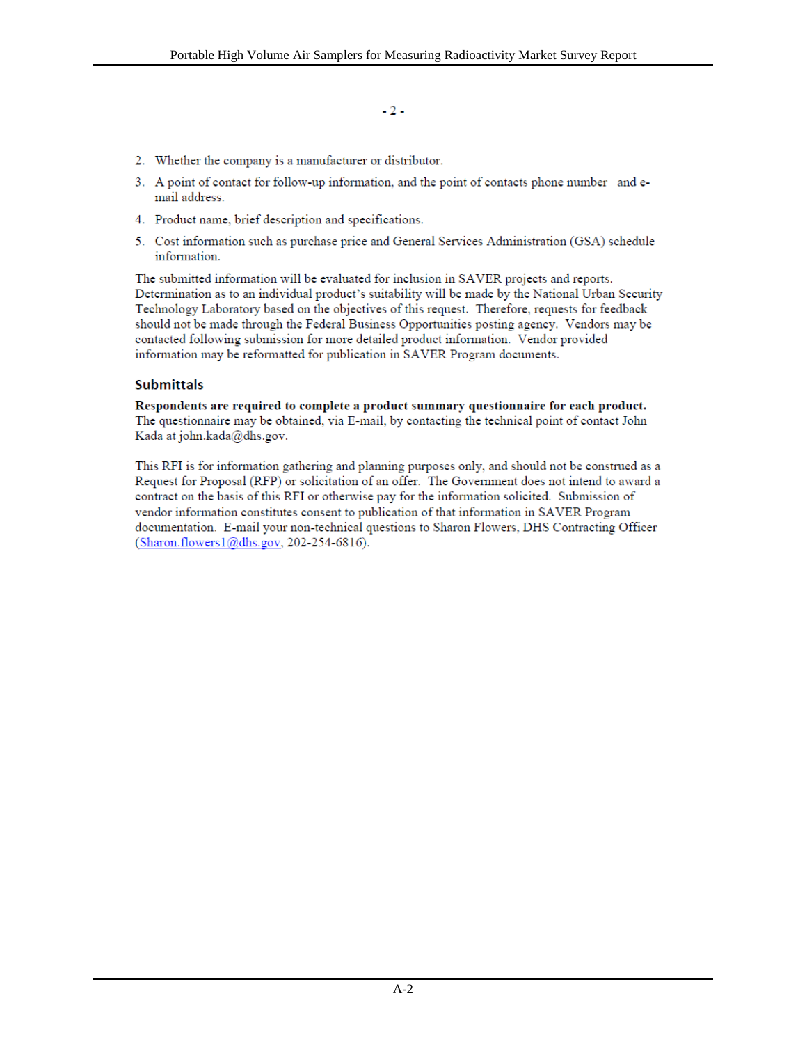- 2 -

2. Whether the company is a manufacturer or distributor.
3. A point of contact for follow-up information, and the point of contacts phone number and e-mail address.
4. Product name, brief description and specifications.
5. Cost information such as purchase price and General Services Administration (GSA) schedule information.

The submitted information will be evaluated for inclusion in SAVER projects and reports. Determination as to an individual product's suitability will be made by the National Urban Security Technology Laboratory based on the objectives of this request. Therefore, requests for feedback should not be made through the Federal Business Opportunities posting agency. Vendors may be contacted following submission for more detailed product information. Vendor provided information may be reformatted for publication in SAVER Program documents.

## Submittals

**Respondents are required to complete a product summary questionnaire for each product.** The questionnaire may be obtained, via E-mail, by contacting the technical point of contact John Kada at john.kada@dhs.gov.

This RFI is for information gathering and planning purposes only, and should not be construed as a Request for Proposal (RFP) or solicitation of an offer. The Government does not intend to award a contract on the basis of this RFI or otherwise pay for the information solicited. Submission of vendor information constitutes consent to publication of that information in SAVER Program documentation. E-mail your non-technical questions to Sharon Flowers, DHS Contracting Officer (Sharon.flowers1@dhs.gov, 202-254-6816).